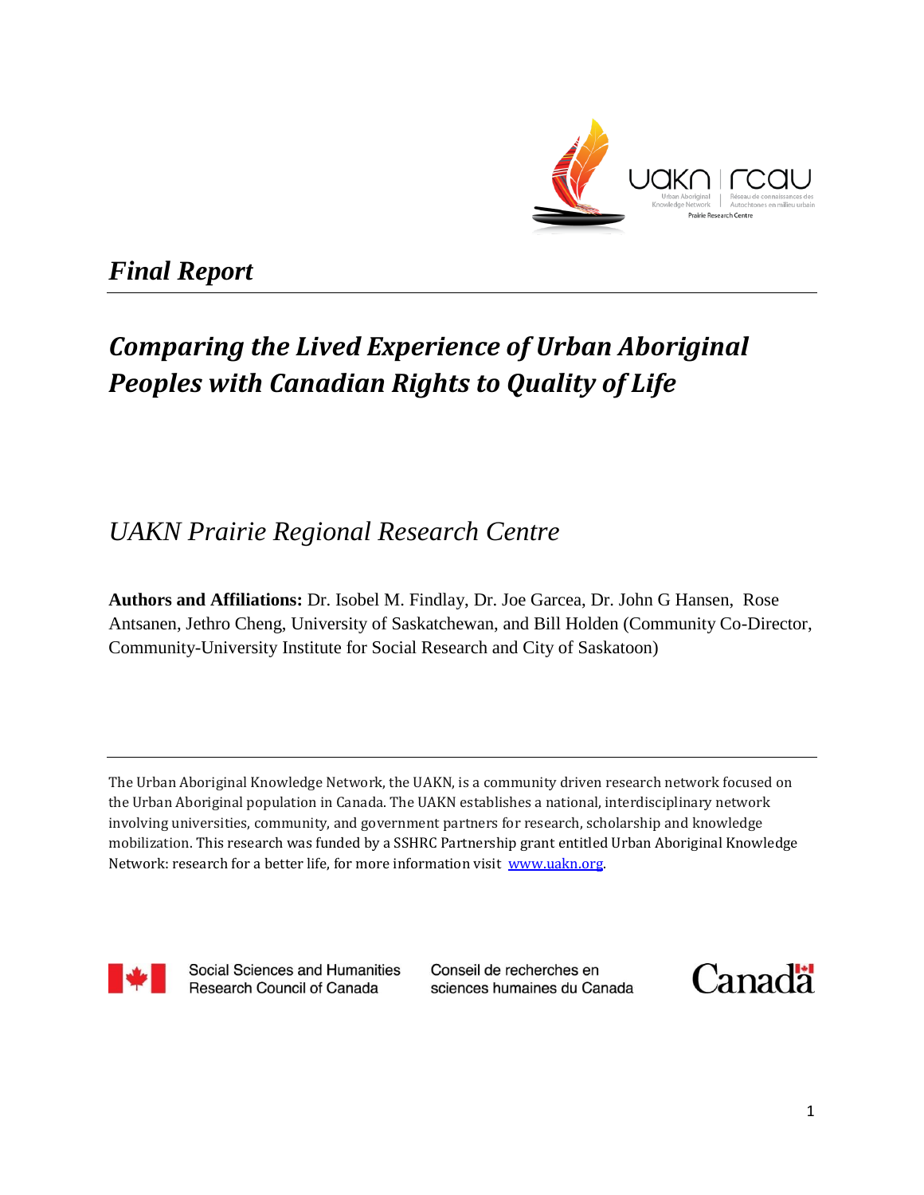*Final Report*

# *Comparing the Lived Experience of Urban Aboriginal Peoples with Canadian Rights to Quality of Life*

## *UAKN Prairie Regional Research Centre*

**Authors and Affiliations:** Dr. Isobel M. Findlay, Dr. Joe Garcea, Dr. John G Hansen, Rose Antsanen, Jethro Cheng, University of Saskatchewan, and Bill Holden (Community Co-Director, Community-University Institute for Social Research and City of Saskatoon)

The Urban Aboriginal Knowledge Network, the UAKN, is a community driven research network focused on the Urban Aboriginal population in Canada. The UAKN establishes a national, interdisciplinary network involving universities, community, and government partners for research, scholarship and knowledge mobilization. This research was funded by a SSHRC Partnership grant entitled Urban Aboriginal Knowledge Network: research for a better life, for more information visit www.uakn.org.

Social Sciences and Humanities Research Council of Canada | Conseil de recherches en sciences humaines du Canada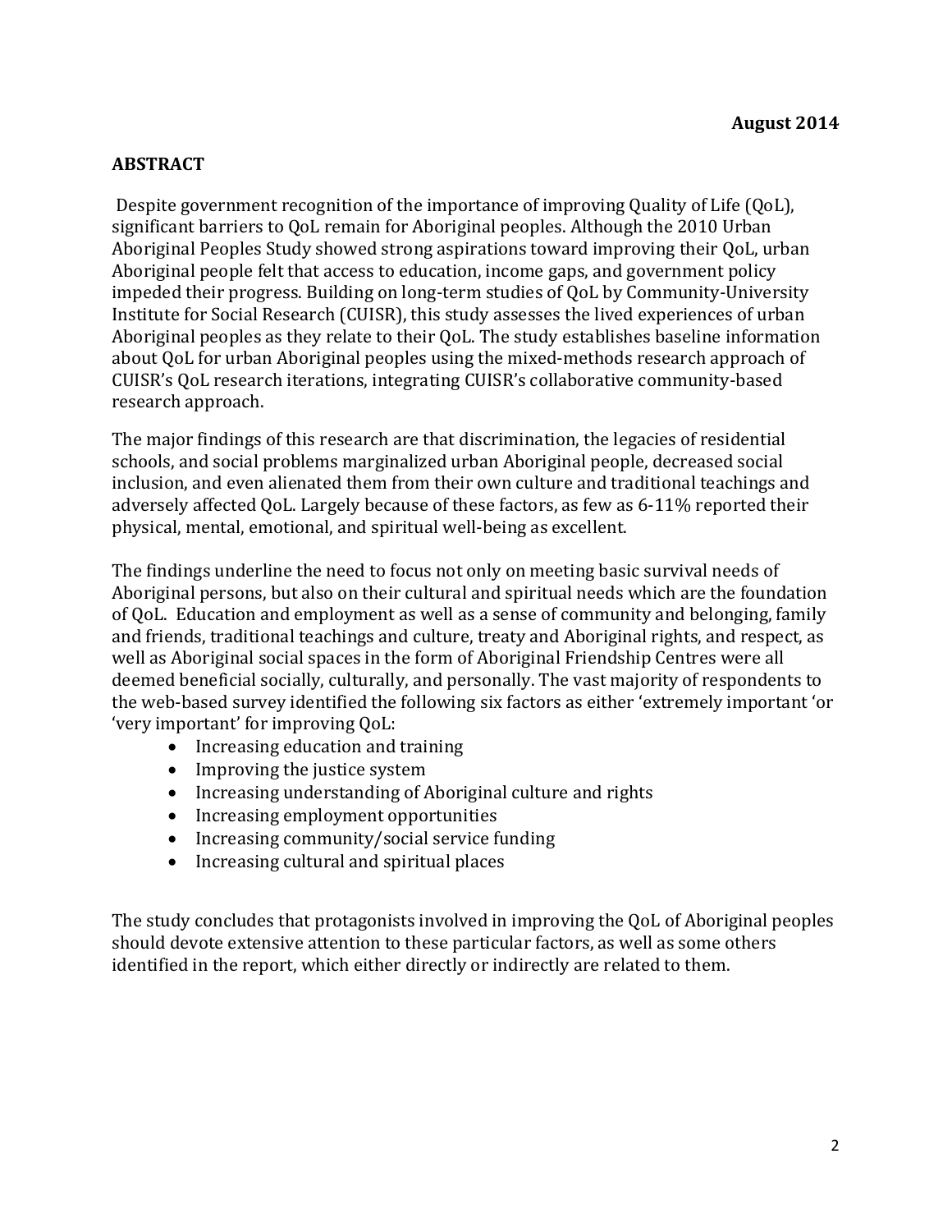**August 2014**

## ABSTRACT

Despite government recognition of the importance of improving Quality of Life (QoL), significant barriers to QoL remain for Aboriginal peoples. Although the 2010 Urban Aboriginal Peoples Study showed strong aspirations toward improving their QoL, urban Aboriginal people felt that access to education, income gaps, and government policy impeded their progress. Building on long-term studies of QoL by Community-University Institute for Social Research (CUISR), this study assesses the lived experiences of urban Aboriginal peoples as they relate to their QoL. The study establishes baseline information about QoL for urban Aboriginal peoples using the mixed-methods research approach of CUISR's QoL research iterations, integrating CUISR's collaborative community-based research approach.

The major findings of this research are that discrimination, the legacies of residential schools, and social problems marginalized urban Aboriginal people, decreased social inclusion, and even alienated them from their own culture and traditional teachings and adversely affected QoL. Largely because of these factors, as few as 6-11% reported their physical, mental, emotional, and spiritual well-being as excellent.

The findings underline the need to focus not only on meeting basic survival needs of Aboriginal persons, but also on their cultural and spiritual needs which are the foundation of QoL. Education and employment as well as a sense of community and belonging, family and friends, traditional teachings and culture, treaty and Aboriginal rights, and respect, as well as Aboriginal social spaces in the form of Aboriginal Friendship Centres were all deemed beneficial socially, culturally, and personally. The vast majority of respondents to the web-based survey identified the following six factors as either 'extremely important 'or 'very important' for improving QoL:

- Increasing education and training
- Improving the justice system
- Increasing understanding of Aboriginal culture and rights
- Increasing employment opportunities
- Increasing community/social service funding
- Increasing cultural and spiritual places

The study concludes that protagonists involved in improving the QoL of Aboriginal peoples should devote extensive attention to these particular factors, as well as some others identified in the report, which either directly or indirectly are related to them.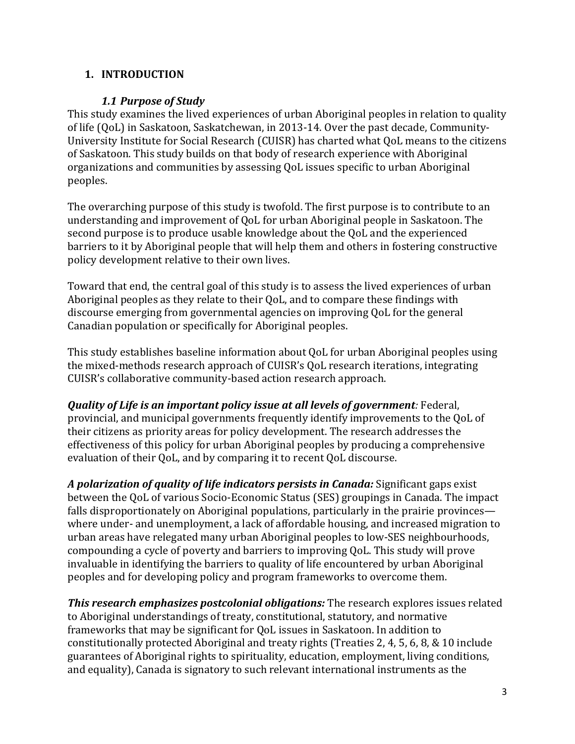# 1. INTRODUCTION

### *1.1 Purpose of Study*

This study examines the lived experiences of urban Aboriginal peoples in relation to quality of life (QoL) in Saskatoon, Saskatchewan, in 2013-14. Over the past decade, Community-University Institute for Social Research (CUISR) has charted what QoL means to the citizens of Saskatoon. This study builds on that body of research experience with Aboriginal organizations and communities by assessing QoL issues specific to urban Aboriginal peoples.

The overarching purpose of this study is twofold. The first purpose is to contribute to an understanding and improvement of QoL for urban Aboriginal people in Saskatoon. The second purpose is to produce usable knowledge about the QoL and the experienced barriers to it by Aboriginal people that will help them and others in fostering constructive policy development relative to their own lives.

Toward that end, the central goal of this study is to assess the lived experiences of urban Aboriginal peoples as they relate to their QoL, and to compare these findings with discourse emerging from governmental agencies on improving QoL for the general Canadian population or specifically for Aboriginal peoples.

This study establishes baseline information about QoL for urban Aboriginal peoples using the mixed-methods research approach of CUISR's QoL research iterations, integrating CUISR's collaborative community-based action research approach.

***Quality of Life is an important policy issue at all levels of government****:* Federal, provincial, and municipal governments frequently identify improvements to the QoL of their citizens as priority areas for policy development. The research addresses the effectiveness of this policy for urban Aboriginal peoples by producing a comprehensive evaluation of their QoL, and by comparing it to recent QoL discourse.

***A polarization of quality of life indicators persists in Canada:*** Significant gaps exist between the QoL of various Socio-Economic Status (SES) groupings in Canada. The impact falls disproportionately on Aboriginal populations, particularly in the prairie provinces—where under- and unemployment, a lack of affordable housing, and increased migration to urban areas have relegated many urban Aboriginal peoples to low-SES neighbourhoods, compounding a cycle of poverty and barriers to improving QoL. This study will prove invaluable in identifying the barriers to quality of life encountered by urban Aboriginal peoples and for developing policy and program frameworks to overcome them.

***This research emphasizes postcolonial obligations:*** The research explores issues related to Aboriginal understandings of treaty, constitutional, statutory, and normative frameworks that may be significant for QoL issues in Saskatoon. In addition to constitutionally protected Aboriginal and treaty rights (Treaties 2, 4, 5, 6, 8, & 10 include guarantees of Aboriginal rights to spirituality, education, employment, living conditions, and equality), Canada is signatory to such relevant international instruments as the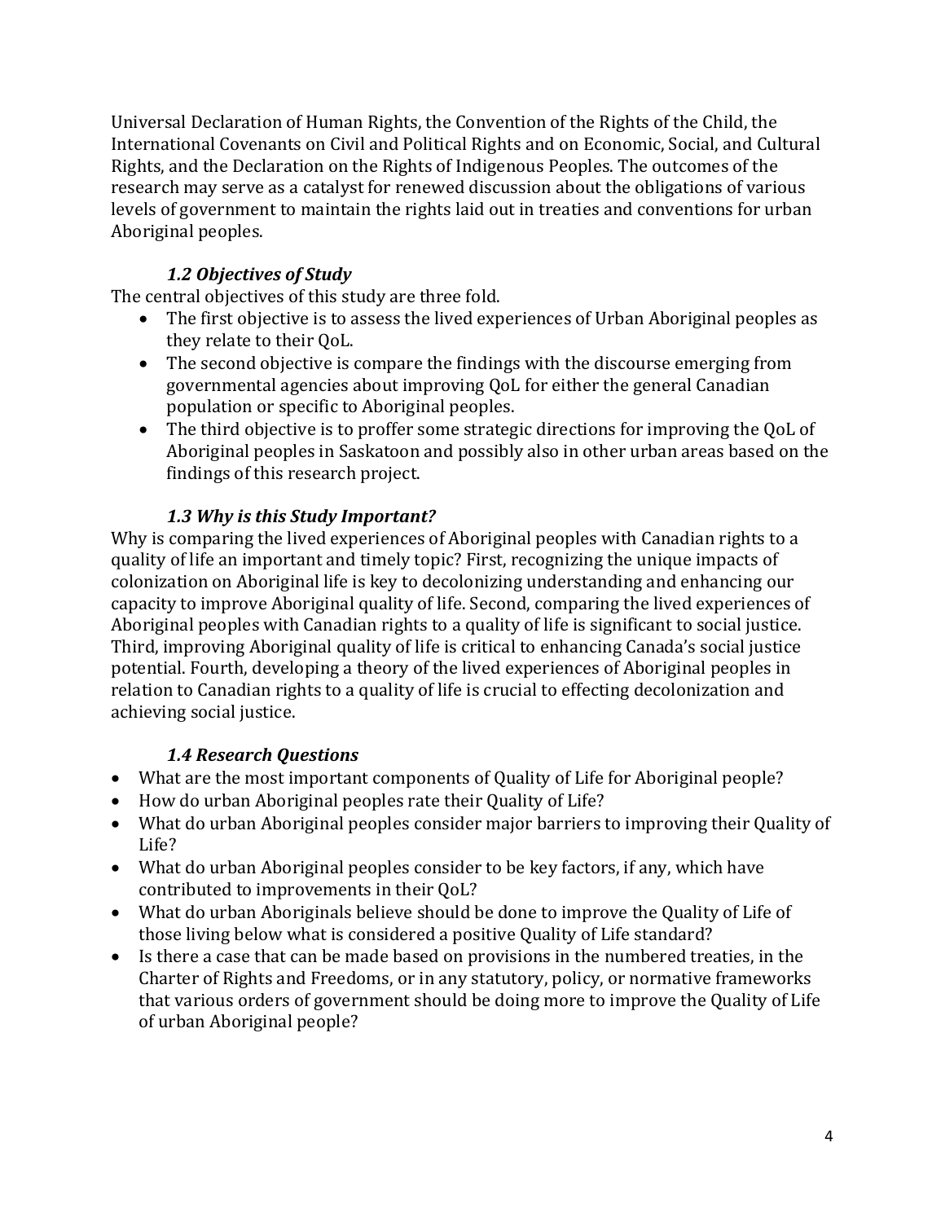Universal Declaration of Human Rights, the Convention of the Rights of the Child, the International Covenants on Civil and Political Rights and on Economic, Social, and Cultural Rights, and the Declaration on the Rights of Indigenous Peoples. The outcomes of the research may serve as a catalyst for renewed discussion about the obligations of various levels of government to maintain the rights laid out in treaties and conventions for urban Aboriginal peoples.

### *1.2 Objectives of Study*

The central objectives of this study are three fold.

- The first objective is to assess the lived experiences of Urban Aboriginal peoples as they relate to their QoL.
- The second objective is compare the findings with the discourse emerging from governmental agencies about improving QoL for either the general Canadian population or specific to Aboriginal peoples.
- The third objective is to proffer some strategic directions for improving the QoL of Aboriginal peoples in Saskatoon and possibly also in other urban areas based on the findings of this research project.

### *1.3 Why is this Study Important?*

Why is comparing the lived experiences of Aboriginal peoples with Canadian rights to a quality of life an important and timely topic? First, recognizing the unique impacts of colonization on Aboriginal life is key to decolonizing understanding and enhancing our capacity to improve Aboriginal quality of life. Second, comparing the lived experiences of Aboriginal peoples with Canadian rights to a quality of life is significant to social justice. Third, improving Aboriginal quality of life is critical to enhancing Canada's social justice potential. Fourth, developing a theory of the lived experiences of Aboriginal peoples in relation to Canadian rights to a quality of life is crucial to effecting decolonization and achieving social justice.

### *1.4 Research Questions*

- What are the most important components of Quality of Life for Aboriginal people?
- How do urban Aboriginal peoples rate their Quality of Life?
- What do urban Aboriginal peoples consider major barriers to improving their Quality of Life?
- What do urban Aboriginal peoples consider to be key factors, if any, which have contributed to improvements in their QoL?
- What do urban Aboriginals believe should be done to improve the Quality of Life of those living below what is considered a positive Quality of Life standard?
- Is there a case that can be made based on provisions in the numbered treaties, in the Charter of Rights and Freedoms, or in any statutory, policy, or normative frameworks that various orders of government should be doing more to improve the Quality of Life of urban Aboriginal people?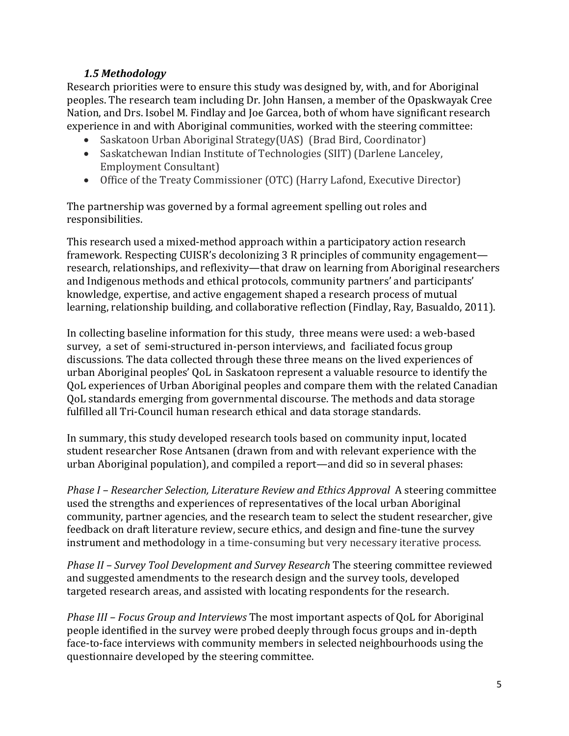### *1.5 Methodology*

Research priorities were to ensure this study was designed by, with, and for Aboriginal peoples. The research team including Dr. John Hansen, a member of the Opaskwayak Cree Nation, and Drs. Isobel M. Findlay and Joe Garcea, both of whom have significant research experience in and with Aboriginal communities, worked with the steering committee:

- Saskatoon Urban Aboriginal Strategy(UAS) (Brad Bird, Coordinator)
- Saskatchewan Indian Institute of Technologies (SIIT) (Darlene Lanceley, Employment Consultant)
- Office of the Treaty Commissioner (OTC) (Harry Lafond, Executive Director)

The partnership was governed by a formal agreement spelling out roles and responsibilities.

This research used a mixed-method approach within a participatory action research framework. Respecting CUISR's decolonizing 3 R principles of community engagement—research, relationships, and reflexivity—that draw on learning from Aboriginal researchers and Indigenous methods and ethical protocols, community partners' and participants' knowledge, expertise, and active engagement shaped a research process of mutual learning, relationship building, and collaborative reflection (Findlay, Ray, Basualdo, 2011).

In collecting baseline information for this study, three means were used: a web-based survey, a set of semi-structured in-person interviews, and faciliated focus group discussions. The data collected through these three means on the lived experiences of urban Aboriginal peoples' QoL in Saskatoon represent a valuable resource to identify the QoL experiences of Urban Aboriginal peoples and compare them with the related Canadian QoL standards emerging from governmental discourse. The methods and data storage fulfilled all Tri-Council human research ethical and data storage standards.

In summary, this study developed research tools based on community input, located student researcher Rose Antsanen (drawn from and with relevant experience with the urban Aboriginal population), and compiled a report—and did so in several phases:

*Phase I – Researcher Selection, Literature Review and Ethics Approval* A steering committee used the strengths and experiences of representatives of the local urban Aboriginal community, partner agencies, and the research team to select the student researcher, give feedback on draft literature review, secure ethics, and design and fine-tune the survey instrument and methodology in a time-consuming but very necessary iterative process.

*Phase II – Survey Tool Development and Survey Research* The steering committee reviewed and suggested amendments to the research design and the survey tools, developed targeted research areas, and assisted with locating respondents for the research.

*Phase III – Focus Group and Interviews* The most important aspects of QoL for Aboriginal people identified in the survey were probed deeply through focus groups and in-depth face-to-face interviews with community members in selected neighbourhoods using the questionnaire developed by the steering committee.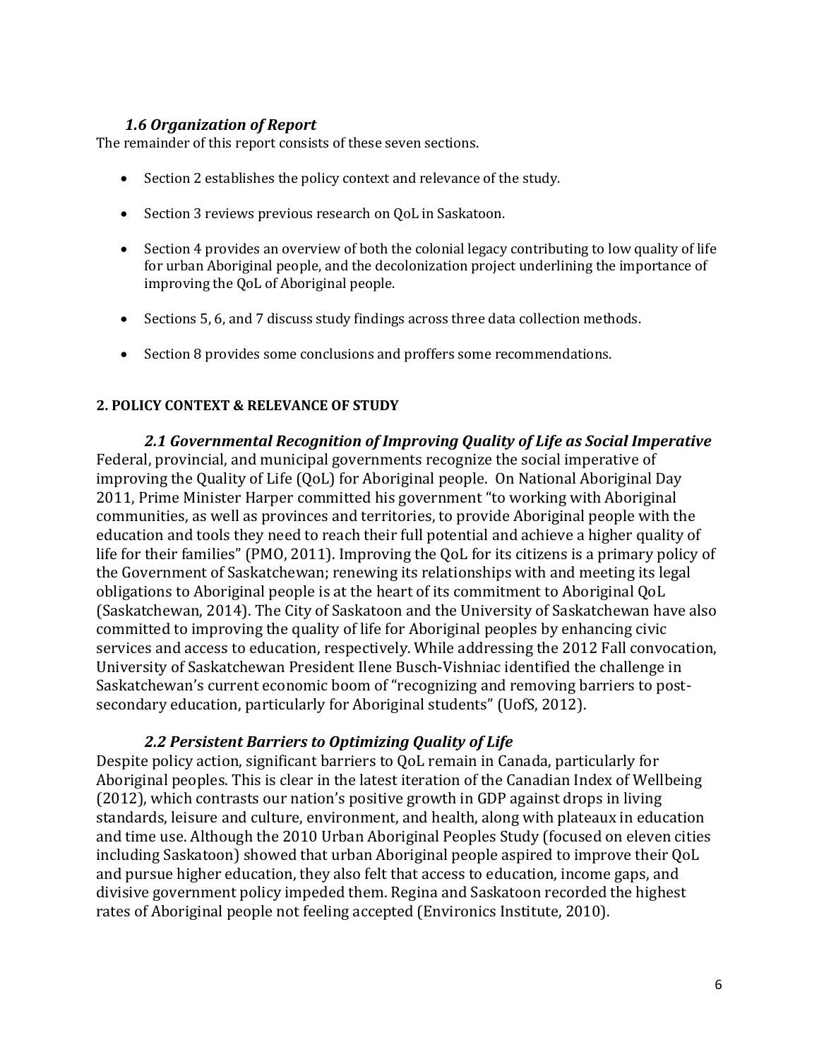### *1.6 Organization of Report*

The remainder of this report consists of these seven sections.

- Section 2 establishes the policy context and relevance of the study.
- Section 3 reviews previous research on QoL in Saskatoon.
- Section 4 provides an overview of both the colonial legacy contributing to low quality of life for urban Aboriginal people, and the decolonization project underlining the importance of improving the QoL of Aboriginal people.
- Sections 5, 6, and 7 discuss study findings across three data collection methods.
- Section 8 provides some conclusions and proffers some recommendations.

## 2. POLICY CONTEXT & RELEVANCE OF STUDY

### *2.1 Governmental Recognition of Improving Quality of Life as Social Imperative*

Federal, provincial, and municipal governments recognize the social imperative of improving the Quality of Life (QoL) for Aboriginal people. On National Aboriginal Day 2011, Prime Minister Harper committed his government "to working with Aboriginal communities, as well as provinces and territories, to provide Aboriginal people with the education and tools they need to reach their full potential and achieve a higher quality of life for their families" (PMO, 2011). Improving the QoL for its citizens is a primary policy of the Government of Saskatchewan; renewing its relationships with and meeting its legal obligations to Aboriginal people is at the heart of its commitment to Aboriginal QoL (Saskatchewan, 2014). The City of Saskatoon and the University of Saskatchewan have also committed to improving the quality of life for Aboriginal peoples by enhancing civic services and access to education, respectively. While addressing the 2012 Fall convocation, University of Saskatchewan President Ilene Busch-Vishniac identified the challenge in Saskatchewan's current economic boom of "recognizing and removing barriers to post-secondary education, particularly for Aboriginal students" (UofS, 2012).

### *2.2 Persistent Barriers to Optimizing Quality of Life*

Despite policy action, significant barriers to QoL remain in Canada, particularly for Aboriginal peoples. This is clear in the latest iteration of the Canadian Index of Wellbeing (2012), which contrasts our nation's positive growth in GDP against drops in living standards, leisure and culture, environment, and health, along with plateaux in education and time use. Although the 2010 Urban Aboriginal Peoples Study (focused on eleven cities including Saskatoon) showed that urban Aboriginal people aspired to improve their QoL and pursue higher education, they also felt that access to education, income gaps, and divisive government policy impeded them. Regina and Saskatoon recorded the highest rates of Aboriginal people not feeling accepted (Environics Institute, 2010).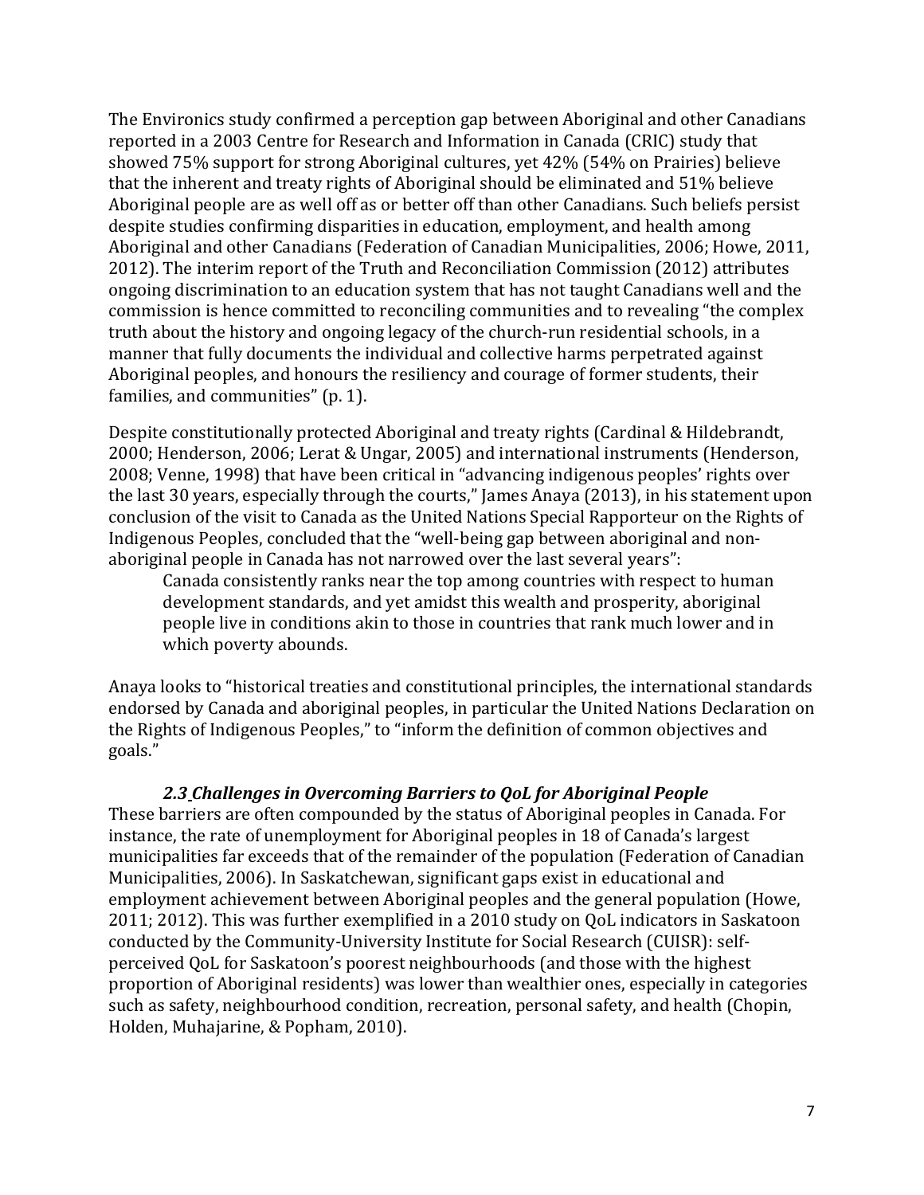The Environics study confirmed a perception gap between Aboriginal and other Canadians reported in a 2003 Centre for Research and Information in Canada (CRIC) study that showed 75% support for strong Aboriginal cultures, yet 42% (54% on Prairies) believe that the inherent and treaty rights of Aboriginal should be eliminated and 51% believe Aboriginal people are as well off as or better off than other Canadians. Such beliefs persist despite studies confirming disparities in education, employment, and health among Aboriginal and other Canadians (Federation of Canadian Municipalities, 2006; Howe, 2011, 2012). The interim report of the Truth and Reconciliation Commission (2012) attributes ongoing discrimination to an education system that has not taught Canadians well and the commission is hence committed to reconciling communities and to revealing "the complex truth about the history and ongoing legacy of the church-run residential schools, in a manner that fully documents the individual and collective harms perpetrated against Aboriginal peoples, and honours the resiliency and courage of former students, their families, and communities" (p. 1).

Despite constitutionally protected Aboriginal and treaty rights (Cardinal & Hildebrandt, 2000; Henderson, 2006; Lerat & Ungar, 2005) and international instruments (Henderson, 2008; Venne, 1998) that have been critical in "advancing indigenous peoples' rights over the last 30 years, especially through the courts," James Anaya (2013), in his statement upon conclusion of the visit to Canada as the United Nations Special Rapporteur on the Rights of Indigenous Peoples, concluded that the "well-being gap between aboriginal and non-aboriginal people in Canada has not narrowed over the last several years":

> Canada consistently ranks near the top among countries with respect to human development standards, and yet amidst this wealth and prosperity, aboriginal people live in conditions akin to those in countries that rank much lower and in which poverty abounds.

Anaya looks to "historical treaties and constitutional principles, the international standards endorsed by Canada and aboriginal peoples, in particular the United Nations Declaration on the Rights of Indigenous Peoples," to "inform the definition of common objectives and goals."

### *2.3 Challenges in Overcoming Barriers to QoL for Aboriginal People*

These barriers are often compounded by the status of Aboriginal peoples in Canada. For instance, the rate of unemployment for Aboriginal peoples in 18 of Canada's largest municipalities far exceeds that of the remainder of the population (Federation of Canadian Municipalities, 2006). In Saskatchewan, significant gaps exist in educational and employment achievement between Aboriginal peoples and the general population (Howe, 2011; 2012). This was further exemplified in a 2010 study on QoL indicators in Saskatoon conducted by the Community-University Institute for Social Research (CUISR): self-perceived QoL for Saskatoon's poorest neighbourhoods (and those with the highest proportion of Aboriginal residents) was lower than wealthier ones, especially in categories such as safety, neighbourhood condition, recreation, personal safety, and health (Chopin, Holden, Muhajarine, & Popham, 2010).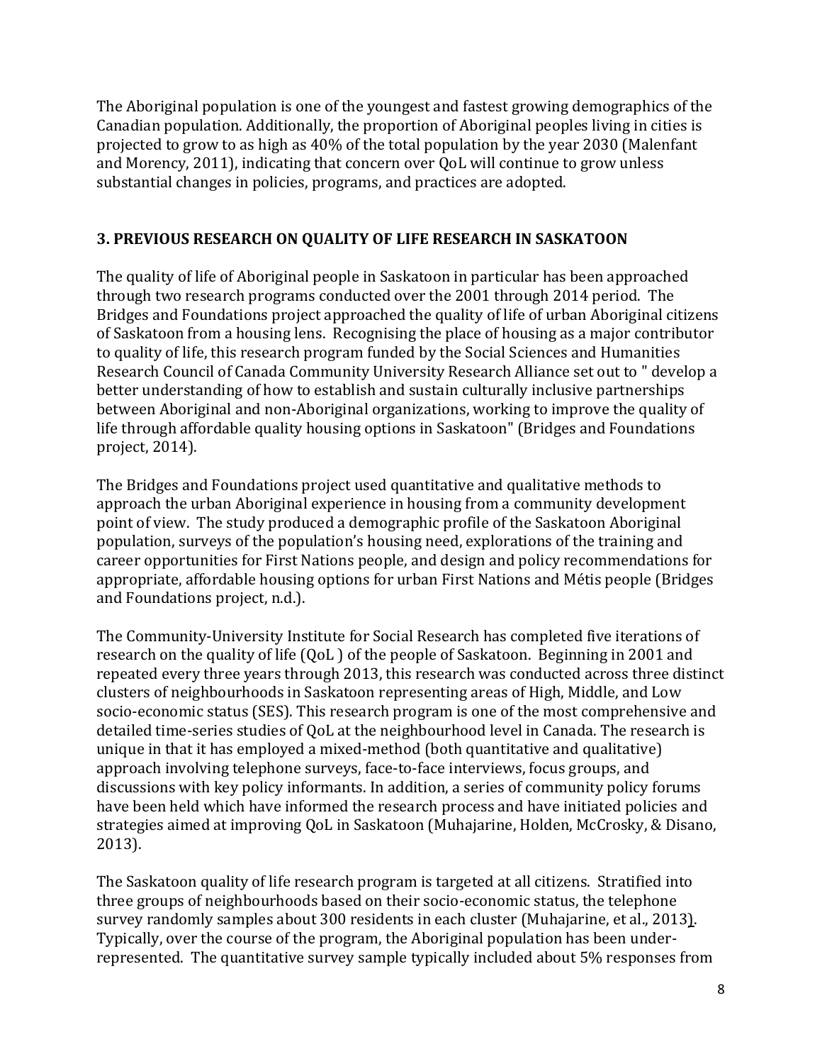The Aboriginal population is one of the youngest and fastest growing demographics of the Canadian population. Additionally, the proportion of Aboriginal peoples living in cities is projected to grow to as high as 40% of the total population by the year 2030 (Malenfant and Morency, 2011), indicating that concern over QoL will continue to grow unless substantial changes in policies, programs, and practices are adopted.

## 3. PREVIOUS RESEARCH ON QUALITY OF LIFE RESEARCH IN SASKATOON

The quality of life of Aboriginal people in Saskatoon in particular has been approached through two research programs conducted over the 2001 through 2014 period. The Bridges and Foundations project approached the quality of life of urban Aboriginal citizens of Saskatoon from a housing lens. Recognising the place of housing as a major contributor to quality of life, this research program funded by the Social Sciences and Humanities Research Council of Canada Community University Research Alliance set out to " develop a better understanding of how to establish and sustain culturally inclusive partnerships between Aboriginal and non-Aboriginal organizations, working to improve the quality of life through affordable quality housing options in Saskatoon" (Bridges and Foundations project, 2014).

The Bridges and Foundations project used quantitative and qualitative methods to approach the urban Aboriginal experience in housing from a community development point of view. The study produced a demographic profile of the Saskatoon Aboriginal population, surveys of the population's housing need, explorations of the training and career opportunities for First Nations people, and design and policy recommendations for appropriate, affordable housing options for urban First Nations and Métis people (Bridges and Foundations project, n.d.).

The Community-University Institute for Social Research has completed five iterations of research on the quality of life (QoL ) of the people of Saskatoon. Beginning in 2001 and repeated every three years through 2013, this research was conducted across three distinct clusters of neighbourhoods in Saskatoon representing areas of High, Middle, and Low socio-economic status (SES). This research program is one of the most comprehensive and detailed time-series studies of QoL at the neighbourhood level in Canada. The research is unique in that it has employed a mixed-method (both quantitative and qualitative) approach involving telephone surveys, face-to-face interviews, focus groups, and discussions with key policy informants. In addition, a series of community policy forums have been held which have informed the research process and have initiated policies and strategies aimed at improving QoL in Saskatoon (Muhajarine, Holden, McCrosky, & Disano, 2013).

The Saskatoon quality of life research program is targeted at all citizens. Stratified into three groups of neighbourhoods based on their socio-economic status, the telephone survey randomly samples about 300 residents in each cluster (Muhajarine, et al., 2013). Typically, over the course of the program, the Aboriginal population has been under-represented. The quantitative survey sample typically included about 5% responses from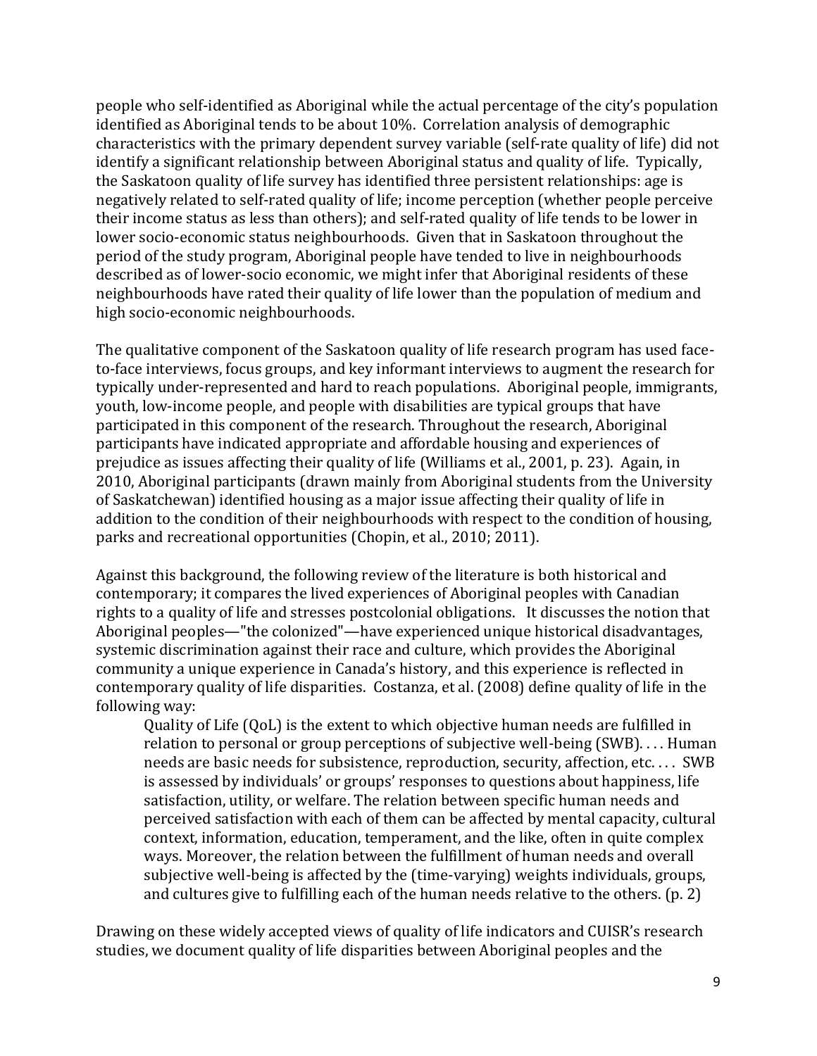people who self-identified as Aboriginal while the actual percentage of the city's population identified as Aboriginal tends to be about 10%. Correlation analysis of demographic characteristics with the primary dependent survey variable (self-rate quality of life) did not identify a significant relationship between Aboriginal status and quality of life. Typically, the Saskatoon quality of life survey has identified three persistent relationships: age is negatively related to self-rated quality of life; income perception (whether people perceive their income status as less than others); and self-rated quality of life tends to be lower in lower socio-economic status neighbourhoods. Given that in Saskatoon throughout the period of the study program, Aboriginal people have tended to live in neighbourhoods described as of lower-socio economic, we might infer that Aboriginal residents of these neighbourhoods have rated their quality of life lower than the population of medium and high socio-economic neighbourhoods.

The qualitative component of the Saskatoon quality of life research program has used face-to-face interviews, focus groups, and key informant interviews to augment the research for typically under-represented and hard to reach populations. Aboriginal people, immigrants, youth, low-income people, and people with disabilities are typical groups that have participated in this component of the research. Throughout the research, Aboriginal participants have indicated appropriate and affordable housing and experiences of prejudice as issues affecting their quality of life (Williams et al., 2001, p. 23). Again, in 2010, Aboriginal participants (drawn mainly from Aboriginal students from the University of Saskatchewan) identified housing as a major issue affecting their quality of life in addition to the condition of their neighbourhoods with respect to the condition of housing, parks and recreational opportunities (Chopin, et al., 2010; 2011).

Against this background, the following review of the literature is both historical and contemporary; it compares the lived experiences of Aboriginal peoples with Canadian rights to a quality of life and stresses postcolonial obligations. It discusses the notion that Aboriginal peoples—"the colonized"—have experienced unique historical disadvantages, systemic discrimination against their race and culture, which provides the Aboriginal community a unique experience in Canada's history, and this experience is reflected in contemporary quality of life disparities. Costanza, et al. (2008) define quality of life in the following way:

> Quality of Life (QoL) is the extent to which objective human needs are fulfilled in relation to personal or group perceptions of subjective well-being (SWB). . . . Human needs are basic needs for subsistence, reproduction, security, affection, etc. . . . SWB is assessed by individuals' or groups' responses to questions about happiness, life satisfaction, utility, or welfare. The relation between specific human needs and perceived satisfaction with each of them can be affected by mental capacity, cultural context, information, education, temperament, and the like, often in quite complex ways. Moreover, the relation between the fulfillment of human needs and overall subjective well-being is affected by the (time-varying) weights individuals, groups, and cultures give to fulfilling each of the human needs relative to the others. (p. 2)

Drawing on these widely accepted views of quality of life indicators and CUISR's research studies, we document quality of life disparities between Aboriginal peoples and the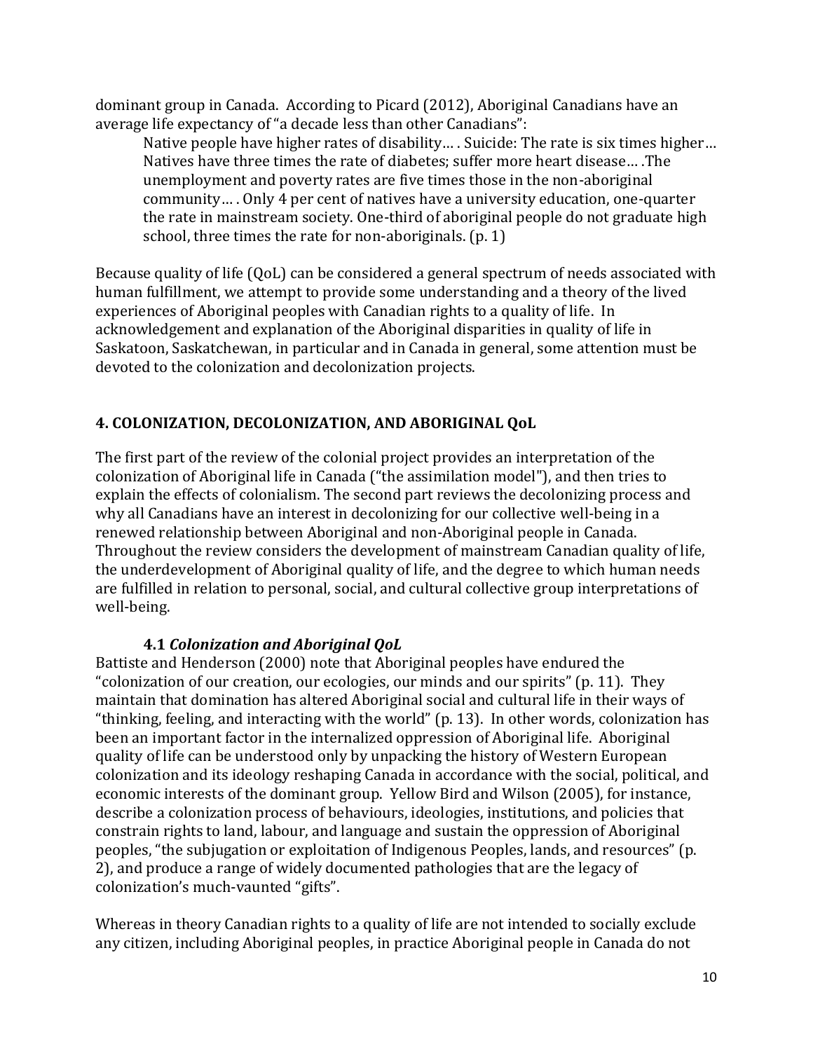dominant group in Canada. According to Picard (2012), Aboriginal Canadians have an average life expectancy of "a decade less than other Canadians":

> Native people have higher rates of disability… . Suicide: The rate is six times higher… Natives have three times the rate of diabetes; suffer more heart disease… .The unemployment and poverty rates are five times those in the non-aboriginal community… . Only 4 per cent of natives have a university education, one-quarter the rate in mainstream society. One-third of aboriginal people do not graduate high school, three times the rate for non-aboriginals. (p. 1)

Because quality of life (QoL) can be considered a general spectrum of needs associated with human fulfillment, we attempt to provide some understanding and a theory of the lived experiences of Aboriginal peoples with Canadian rights to a quality of life. In acknowledgement and explanation of the Aboriginal disparities in quality of life in Saskatoon, Saskatchewan, in particular and in Canada in general, some attention must be devoted to the colonization and decolonization projects.

## 4. COLONIZATION, DECOLONIZATION, AND ABORIGINAL QoL

The first part of the review of the colonial project provides an interpretation of the colonization of Aboriginal life in Canada ("the assimilation model"), and then tries to explain the effects of colonialism. The second part reviews the decolonizing process and why all Canadians have an interest in decolonizing for our collective well-being in a renewed relationship between Aboriginal and non-Aboriginal people in Canada. Throughout the review considers the development of mainstream Canadian quality of life, the underdevelopment of Aboriginal quality of life, and the degree to which human needs are fulfilled in relation to personal, social, and cultural collective group interpretations of well-being.

### 4.1 *Colonization and Aboriginal QoL*

Battiste and Henderson (2000) note that Aboriginal peoples have endured the "colonization of our creation, our ecologies, our minds and our spirits" (p. 11). They maintain that domination has altered Aboriginal social and cultural life in their ways of "thinking, feeling, and interacting with the world" (p. 13). In other words, colonization has been an important factor in the internalized oppression of Aboriginal life. Aboriginal quality of life can be understood only by unpacking the history of Western European colonization and its ideology reshaping Canada in accordance with the social, political, and economic interests of the dominant group. Yellow Bird and Wilson (2005), for instance, describe a colonization process of behaviours, ideologies, institutions, and policies that constrain rights to land, labour, and language and sustain the oppression of Aboriginal peoples, "the subjugation or exploitation of Indigenous Peoples, lands, and resources" (p. 2), and produce a range of widely documented pathologies that are the legacy of colonization's much-vaunted "gifts".

Whereas in theory Canadian rights to a quality of life are not intended to socially exclude any citizen, including Aboriginal peoples, in practice Aboriginal people in Canada do not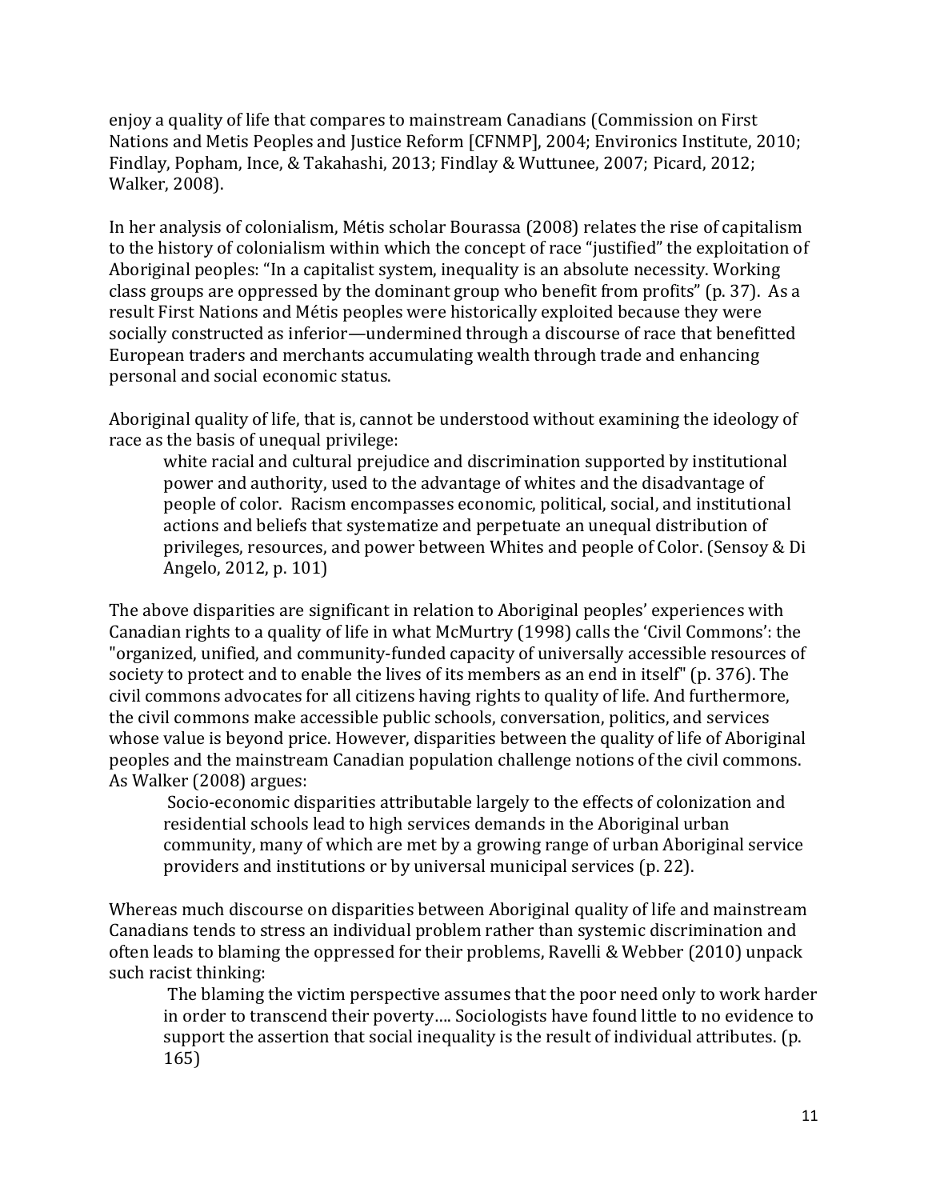enjoy a quality of life that compares to mainstream Canadians (Commission on First Nations and Metis Peoples and Justice Reform [CFNMP], 2004; Environics Institute, 2010; Findlay, Popham, Ince, & Takahashi, 2013; Findlay & Wuttunee, 2007; Picard, 2012; Walker, 2008).

In her analysis of colonialism, Métis scholar Bourassa (2008) relates the rise of capitalism to the history of colonialism within which the concept of race "justified" the exploitation of Aboriginal peoples: "In a capitalist system, inequality is an absolute necessity. Working class groups are oppressed by the dominant group who benefit from profits" (p. 37). As a result First Nations and Métis peoples were historically exploited because they were socially constructed as inferior—undermined through a discourse of race that benefitted European traders and merchants accumulating wealth through trade and enhancing personal and social economic status.

Aboriginal quality of life, that is, cannot be understood without examining the ideology of race as the basis of unequal privilege:

> white racial and cultural prejudice and discrimination supported by institutional power and authority, used to the advantage of whites and the disadvantage of people of color. Racism encompasses economic, political, social, and institutional actions and beliefs that systematize and perpetuate an unequal distribution of privileges, resources, and power between Whites and people of Color. (Sensoy & Di Angelo, 2012, p. 101)

The above disparities are significant in relation to Aboriginal peoples' experiences with Canadian rights to a quality of life in what McMurtry (1998) calls the 'Civil Commons': the "organized, unified, and community-funded capacity of universally accessible resources of society to protect and to enable the lives of its members as an end in itself" (p. 376). The civil commons advocates for all citizens having rights to quality of life. And furthermore, the civil commons make accessible public schools, conversation, politics, and services whose value is beyond price. However, disparities between the quality of life of Aboriginal peoples and the mainstream Canadian population challenge notions of the civil commons. As Walker (2008) argues:

> Socio-economic disparities attributable largely to the effects of colonization and residential schools lead to high services demands in the Aboriginal urban community, many of which are met by a growing range of urban Aboriginal service providers and institutions or by universal municipal services (p. 22).

Whereas much discourse on disparities between Aboriginal quality of life and mainstream Canadians tends to stress an individual problem rather than systemic discrimination and often leads to blaming the oppressed for their problems, Ravelli & Webber (2010) unpack such racist thinking:

> The blaming the victim perspective assumes that the poor need only to work harder in order to transcend their poverty…. Sociologists have found little to no evidence to support the assertion that social inequality is the result of individual attributes. (p. 165)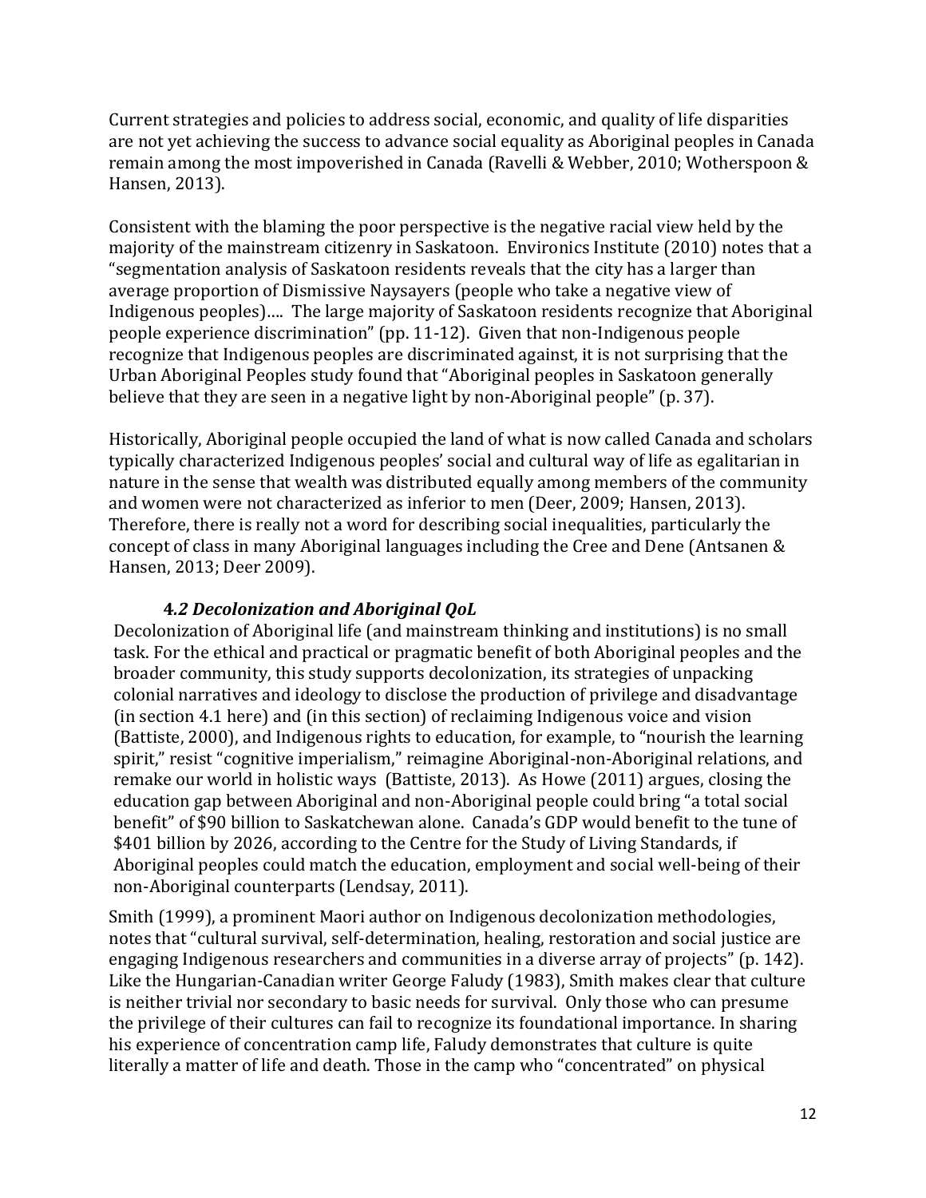Current strategies and policies to address social, economic, and quality of life disparities are not yet achieving the success to advance social equality as Aboriginal peoples in Canada remain among the most impoverished in Canada (Ravelli & Webber, 2010; Wotherspoon & Hansen, 2013).

Consistent with the blaming the poor perspective is the negative racial view held by the majority of the mainstream citizenry in Saskatoon. Environics Institute (2010) notes that a "segmentation analysis of Saskatoon residents reveals that the city has a larger than average proportion of Dismissive Naysayers (people who take a negative view of Indigenous peoples)…. The large majority of Saskatoon residents recognize that Aboriginal people experience discrimination" (pp. 11-12). Given that non-Indigenous people recognize that Indigenous peoples are discriminated against, it is not surprising that the Urban Aboriginal Peoples study found that "Aboriginal peoples in Saskatoon generally believe that they are seen in a negative light by non-Aboriginal people" (p. 37).

Historically, Aboriginal people occupied the land of what is now called Canada and scholars typically characterized Indigenous peoples' social and cultural way of life as egalitarian in nature in the sense that wealth was distributed equally among members of the community and women were not characterized as inferior to men (Deer, 2009; Hansen, 2013). Therefore, there is really not a word for describing social inequalities, particularly the concept of class in many Aboriginal languages including the Cree and Dene (Antsanen & Hansen, 2013; Deer 2009).

### 4.2 Decolonization and Aboriginal QoL

Decolonization of Aboriginal life (and mainstream thinking and institutions) is no small task. For the ethical and practical or pragmatic benefit of both Aboriginal peoples and the broader community, this study supports decolonization, its strategies of unpacking colonial narratives and ideology to disclose the production of privilege and disadvantage (in section 4.1 here) and (in this section) of reclaiming Indigenous voice and vision (Battiste, 2000), and Indigenous rights to education, for example, to "nourish the learning spirit," resist "cognitive imperialism," reimagine Aboriginal-non-Aboriginal relations, and remake our world in holistic ways (Battiste, 2013). As Howe (2011) argues, closing the education gap between Aboriginal and non-Aboriginal people could bring "a total social benefit" of $90 billion to Saskatchewan alone. Canada's GDP would benefit to the tune of $401 billion by 2026, according to the Centre for the Study of Living Standards, if Aboriginal peoples could match the education, employment and social well-being of their non-Aboriginal counterparts (Lendsay, 2011).

Smith (1999), a prominent Maori author on Indigenous decolonization methodologies, notes that "cultural survival, self-determination, healing, restoration and social justice are engaging Indigenous researchers and communities in a diverse array of projects" (p. 142). Like the Hungarian-Canadian writer George Faludy (1983), Smith makes clear that culture is neither trivial nor secondary to basic needs for survival. Only those who can presume the privilege of their cultures can fail to recognize its foundational importance. In sharing his experience of concentration camp life, Faludy demonstrates that culture is quite literally a matter of life and death. Those in the camp who "concentrated" on physical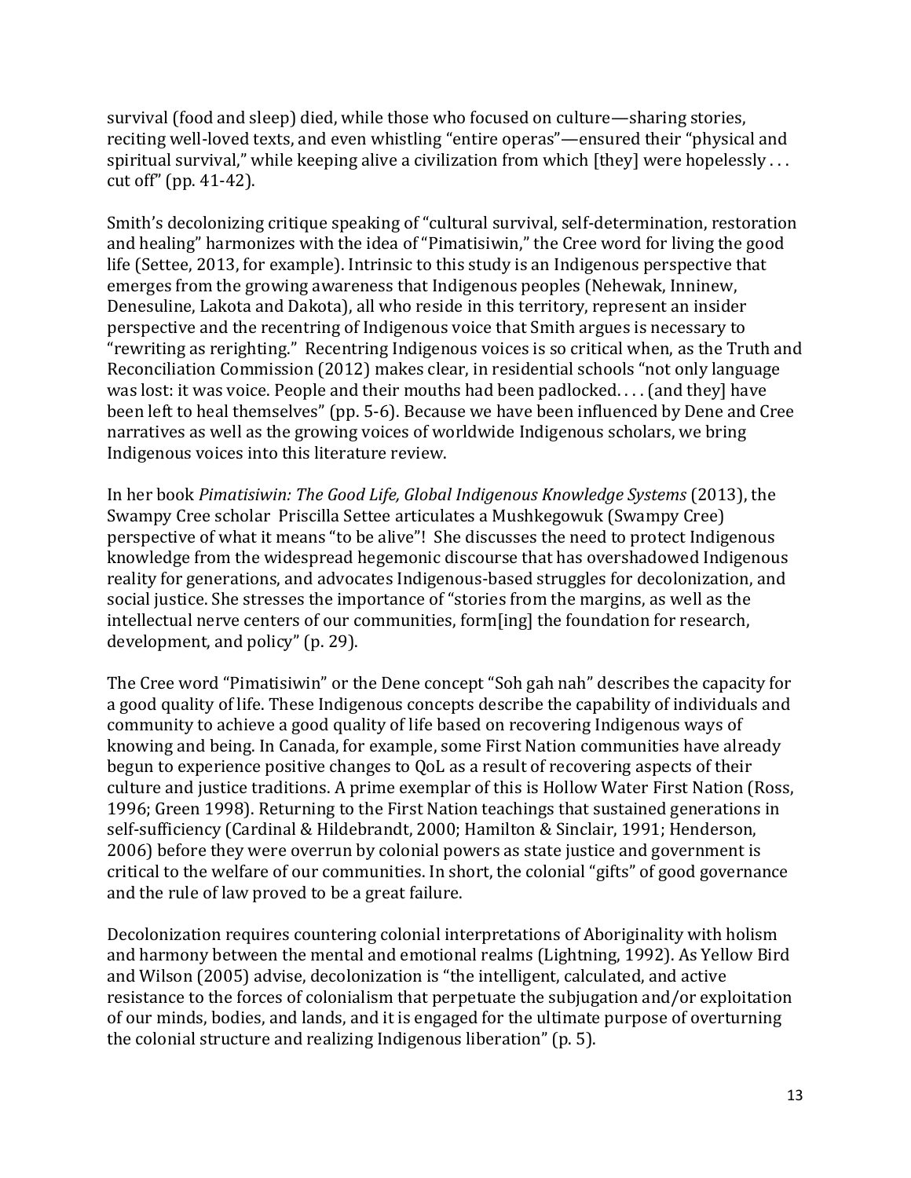survival (food and sleep) died, while those who focused on culture—sharing stories, reciting well-loved texts, and even whistling "entire operas"—ensured their "physical and spiritual survival," while keeping alive a civilization from which [they] were hopelessly . . . cut off" (pp. 41-42).

Smith's decolonizing critique speaking of "cultural survival, self-determination, restoration and healing" harmonizes with the idea of "Pimatisiwin," the Cree word for living the good life (Settee, 2013, for example). Intrinsic to this study is an Indigenous perspective that emerges from the growing awareness that Indigenous peoples (Nehewak, Ininew, Denesuline, Lakota and Dakota), all who reside in this territory, represent an insider perspective and the recentring of Indigenous voice that Smith argues is necessary to "rewriting as rerighting." Recentring Indigenous voices is so critical when, as the Truth and Reconciliation Commission (2012) makes clear, in residential schools "not only language was lost: it was voice. People and their mouths had been padlocked. . . . (and they] have been left to heal themselves" (pp. 5-6). Because we have been influenced by Dene and Cree narratives as well as the growing voices of worldwide Indigenous scholars, we bring Indigenous voices into this literature review.

In her book *Pimatisiwin: The Good Life, Global Indigenous Knowledge Systems* (2013), the Swampy Cree scholar Priscilla Settee articulates a Mushkegowuk (Swampy Cree) perspective of what it means "to be alive"! She discusses the need to protect Indigenous knowledge from the widespread hegemonic discourse that has overshadowed Indigenous reality for generations, and advocates Indigenous-based struggles for decolonization, and social justice. She stresses the importance of "stories from the margins, as well as the intellectual nerve centers of our communities, form[ing] the foundation for research, development, and policy" (p. 29).

The Cree word "Pimatisiwin" or the Dene concept "Soh gah nah" describes the capacity for a good quality of life. These Indigenous concepts describe the capability of individuals and community to achieve a good quality of life based on recovering Indigenous ways of knowing and being. In Canada, for example, some First Nation communities have already begun to experience positive changes to QoL as a result of recovering aspects of their culture and justice traditions. A prime exemplar of this is Hollow Water First Nation (Ross, 1996; Green 1998). Returning to the First Nation teachings that sustained generations in self-sufficiency (Cardinal & Hildebrandt, 2000; Hamilton & Sinclair, 1991; Henderson, 2006) before they were overrun by colonial powers as state justice and government is critical to the welfare of our communities. In short, the colonial "gifts" of good governance and the rule of law proved to be a great failure.

Decolonization requires countering colonial interpretations of Aboriginality with holism and harmony between the mental and emotional realms (Lightning, 1992). As Yellow Bird and Wilson (2005) advise, decolonization is "the intelligent, calculated, and active resistance to the forces of colonialism that perpetuate the subjugation and/or exploitation of our minds, bodies, and lands, and it is engaged for the ultimate purpose of overturning the colonial structure and realizing Indigenous liberation" (p. 5).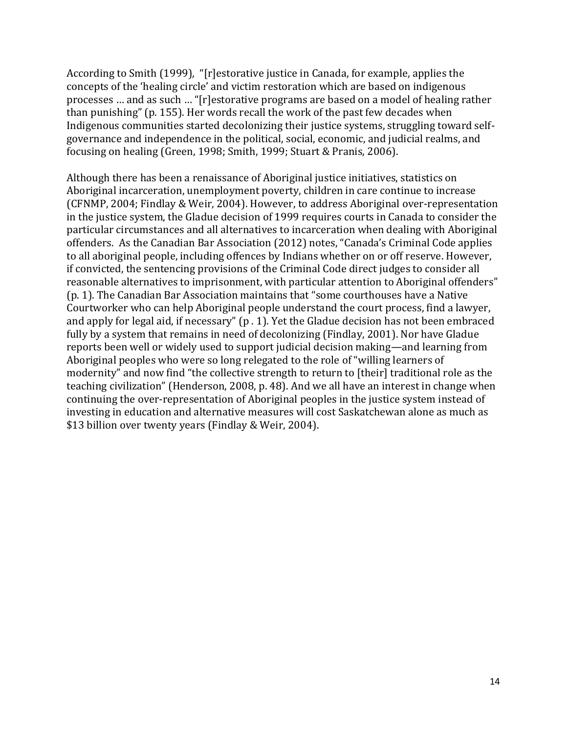According to Smith (1999), "[r]estorative justice in Canada, for example, applies the concepts of the 'healing circle' and victim restoration which are based on indigenous processes … and as such … "[r]estorative programs are based on a model of healing rather than punishing" (p. 155). Her words recall the work of the past few decades when Indigenous communities started decolonizing their justice systems, struggling toward self-governance and independence in the political, social, economic, and judicial realms, and focusing on healing (Green, 1998; Smith, 1999; Stuart & Pranis, 2006).

Although there has been a renaissance of Aboriginal justice initiatives, statistics on Aboriginal incarceration, unemployment poverty, children in care continue to increase (CFNMP, 2004; Findlay & Weir, 2004). However, to address Aboriginal over-representation in the justice system, the Gladue decision of 1999 requires courts in Canada to consider the particular circumstances and all alternatives to incarceration when dealing with Aboriginal offenders. As the Canadian Bar Association (2012) notes, "Canada's Criminal Code applies to all aboriginal people, including offences by Indians whether on or off reserve. However, if convicted, the sentencing provisions of the Criminal Code direct judges to consider all reasonable alternatives to imprisonment, with particular attention to Aboriginal offenders" (p. 1). The Canadian Bar Association maintains that "some courthouses have a Native Courtworker who can help Aboriginal people understand the court process, find a lawyer, and apply for legal aid, if necessary" (p . 1). Yet the Gladue decision has not been embraced fully by a system that remains in need of decolonizing (Findlay, 2001). Nor have Gladue reports been well or widely used to support judicial decision making—and learning from Aboriginal peoples who were so long relegated to the role of "willing learners of modernity" and now find "the collective strength to return to [their] traditional role as the teaching civilization" (Henderson, 2008, p. 48). And we all have an interest in change when continuing the over-representation of Aboriginal peoples in the justice system instead of investing in education and alternative measures will cost Saskatchewan alone as much as $13 billion over twenty years (Findlay & Weir, 2004).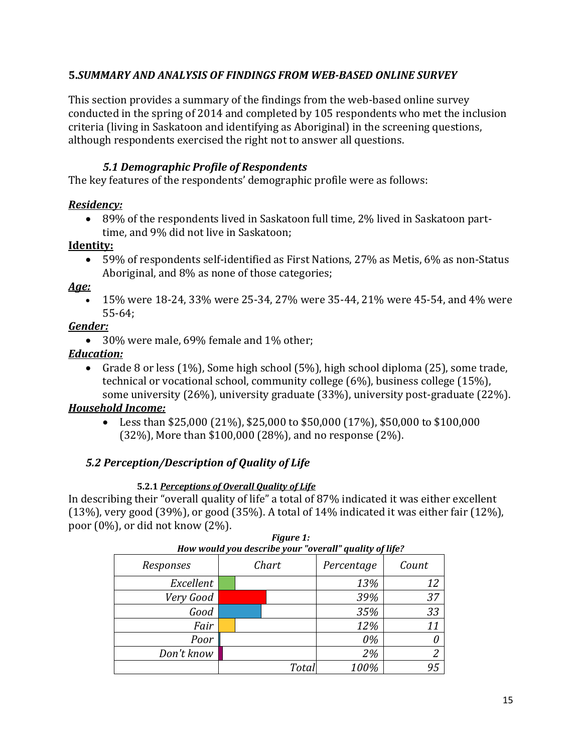## 5. *SUMMARY AND ANALYSIS OF FINDINGS FROM WEB-BASED ONLINE SURVEY*

This section provides a summary of the findings from the web-based online survey conducted in the spring of 2014 and completed by 105 respondents who met the inclusion criteria (living in Saskatoon and identifying as Aboriginal) in the screening questions, although respondents exercised the right not to answer all questions.

### *5.1 Demographic Profile of Respondents*

The key features of the respondents' demographic profile were as follows:

***Residency:***

- 89% of the respondents lived in Saskatoon full time, 2% lived in Saskatoon part-time, and 9% did not live in Saskatoon;

**Identity:**

- 59% of respondents self-identified as First Nations, 27% as Metis, 6% as non-Status Aboriginal, and 8% as none of those categories;

***Age:***

- 15% were 18-24, 33% were 25-34, 27% were 35-44, 21% were 45-54, and 4% were 55-64;

***Gender:***

- 30% were male, 69% female and 1% other;

***Education:***

- Grade 8 or less (1%), Some high school (5%), high school diploma (25), some trade, technical or vocational school, community college (6%), business college (15%), some university (26%), university graduate (33%), university post-graduate (22%).

***Household Income:***

- Less than $25,000 (21%), $25,000 to $50,000 (17%), $50,000 to $100,000 (32%), More than $100,000 (28%), and no response (2%).

### *5.2 Perception/Description of Quality of Life*

#### 5.2.1 ***Perceptions of Overall Quality of Life***

In describing their "overall quality of life" a total of 87% indicated it was either excellent (13%), very good (39%), or good (35%). A total of 14% indicated it was either fair (12%), poor (0%), or did not know (2%).

***Figure 1:***
***How would you describe your "overall" quality of life?***

| *Responses* | *Chart* | *Percentage* | *Count* |
|---|---|---|---|
| *Excellent* | | *13%* | *12* |
| *Very Good* | | *39%* | *37* |
| *Good* | | *35%* | *33* |
| *Fair* | | *12%* | *11* |
| *Poor* | | *0%* | *0* |
| *Don't know* | | *2%* | *2* |
| | *Total* | *100%* | *95* |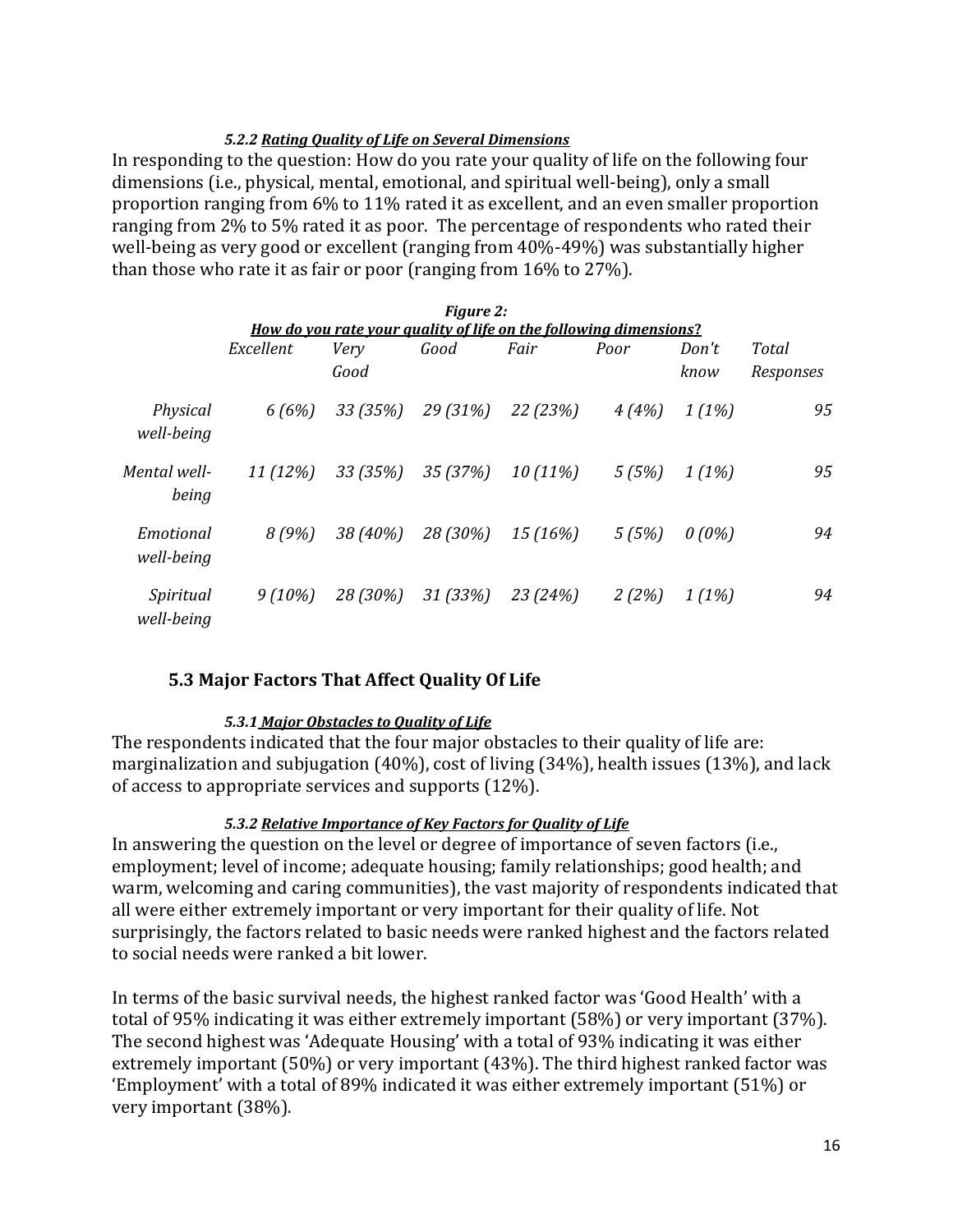#### *5.2.2 Rating Quality of Life on Several Dimensions*

In responding to the question: How do you rate your quality of life on the following four dimensions (i.e., physical, mental, emotional, and spiritual well-being), only a small proportion ranging from 6% to 11% rated it as excellent, and an even smaller proportion ranging from 2% to 5% rated it as poor. The percentage of respondents who rated their well-being as very good or excellent (ranging from 40%-49%) was substantially higher than those who rate it as fair or poor (ranging from 16% to 27%).

***Figure 2:***
***How do you rate your quality of life on the following dimensions?***

| | *Excellent* | *Very Good* | *Good* | *Fair* | *Poor* | *Don't know* | *Total Responses* |
|---|---|---|---|---|---|---|---|
| *Physical well-being* | *6 (6%)* | *33 (35%)* | *29 (31%)* | *22 (23%)* | *4 (4%)* | *1 (1%)* | *95* |
| *Mental well-being* | *11 (12%)* | *33 (35%)* | *35 (37%)* | *10 (11%)* | *5 (5%)* | *1 (1%)* | *95* |
| *Emotional well-being* | *8 (9%)* | *38 (40%)* | *28 (30%)* | *15 (16%)* | *5 (5%)* | *0 (0%)* | *94* |
| *Spiritual well-being* | *9 (10%)* | *28 (30%)* | *31 (33%)* | *23 (24%)* | *2 (2%)* | *1 (1%)* | *94* |

## 5.3 Major Factors That Affect Quality Of Life

#### *5.3.1 Major Obstacles to Quality of Life*

The respondents indicated that the four major obstacles to their quality of life are: marginalization and subjugation (40%), cost of living (34%), health issues (13%), and lack of access to appropriate services and supports (12%).

#### *5.3.2 Relative Importance of Key Factors for Quality of Life*

In answering the question on the level or degree of importance of seven factors (i.e., employment; level of income; adequate housing; family relationships; good health; and warm, welcoming and caring communities), the vast majority of respondents indicated that all were either extremely important or very important for their quality of life. Not surprisingly, the factors related to basic needs were ranked highest and the factors related to social needs were ranked a bit lower.

In terms of the basic survival needs, the highest ranked factor was 'Good Health' with a total of 95% indicating it was either extremely important (58%) or very important (37%). The second highest was 'Adequate Housing' with a total of 93% indicating it was either extremely important (50%) or very important (43%). The third highest ranked factor was 'Employment' with a total of 89% indicated it was either extremely important (51%) or very important (38%).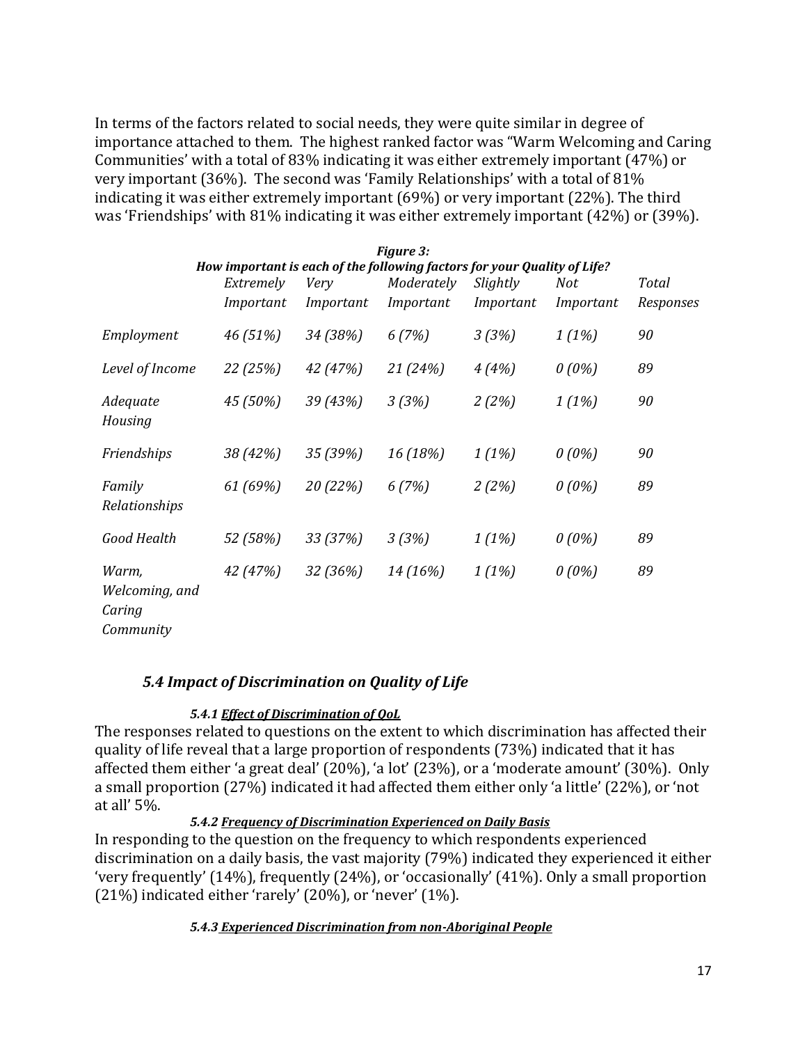In terms of the factors related to social needs, they were quite similar in degree of importance attached to them. The highest ranked factor was "Warm Welcoming and Caring Communities' with a total of 83% indicating it was either extremely important (47%) or very important (36%). The second was 'Family Relationships' with a total of 81% indicating it was either extremely important (69%) or very important (22%). The third was 'Friendships' with 81% indicating it was either extremely important (42%) or (39%).

***Figure 3:***
***How important is each of the following factors for your Quality of Life?***

| | *Extremely Important* | *Very Important* | *Moderately Important* | *Slightly Important* | *Not Important* | *Total Responses* |
|---|---|---|---|---|---|---|
| *Employment* | *46 (51%)* | *34 (38%)* | *6 (7%)* | *3 (3%)* | *1 (1%)* | *90* |
| *Level of Income* | *22 (25%)* | *42 (47%)* | *21 (24%)* | *4 (4%)* | *0 (0%)* | *89* |
| *Adequate Housing* | *45 (50%)* | *39 (43%)* | *3 (3%)* | *2 (2%)* | *1 (1%)* | *90* |
| *Friendships* | *38 (42%)* | *35 (39%)* | *16 (18%)* | *1 (1%)* | *0 (0%)* | *90* |
| *Family Relationships* | *61 (69%)* | *20 (22%)* | *6 (7%)* | *2 (2%)* | *0 (0%)* | *89* |
| *Good Health* | *52 (58%)* | *33 (37%)* | *3 (3%)* | *1 (1%)* | *0 (0%)* | *89* |
| *Warm, Welcoming, and Caring Community* | *42 (47%)* | *32 (36%)* | *14 (16%)* | *1 (1%)* | *0 (0%)* | *89* |

## *5.4 Impact of Discrimination on Quality of Life*

#### ***5.4.1 Effect of Discrimination of QoL***

The responses related to questions on the extent to which discrimination has affected their quality of life reveal that a large proportion of respondents (73%) indicated that it has affected them either 'a great deal' (20%), 'a lot' (23%), or a 'moderate amount' (30%). Only a small proportion (27%) indicated it had affected them either only 'a little' (22%), or 'not at all' 5%.

#### ***5.4.2 Frequency of Discrimination Experienced on Daily Basis***

In responding to the question on the frequency to which respondents experienced discrimination on a daily basis, the vast majority (79%) indicated they experienced it either 'very frequently' (14%), frequently (24%), or 'occasionally' (41%). Only a small proportion (21%) indicated either 'rarely' (20%), or 'never' (1%).

#### ***5.4.3 Experienced Discrimination from non-Aboriginal People***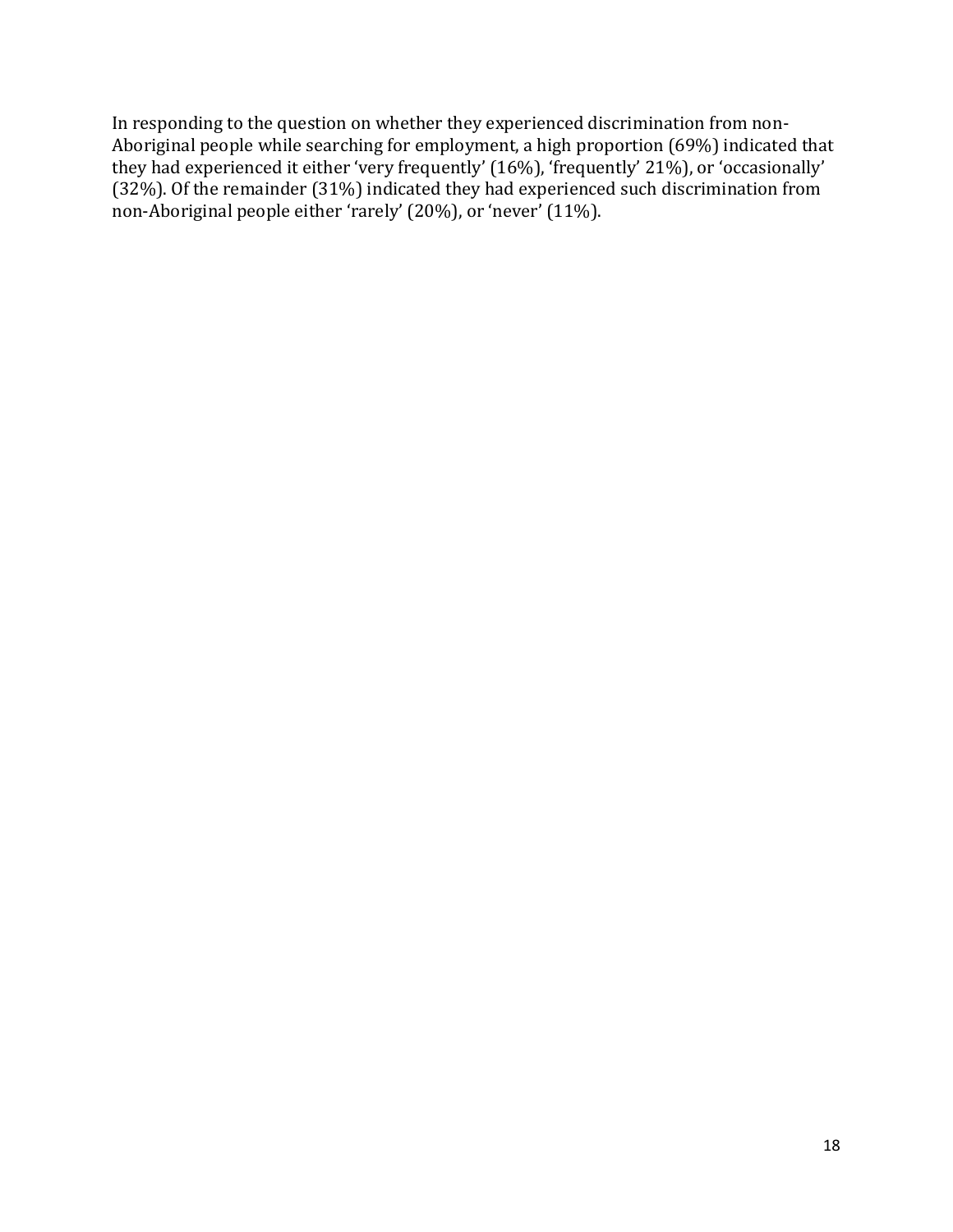In responding to the question on whether they experienced discrimination from non-Aboriginal people while searching for employment, a high proportion (69%) indicated that they had experienced it either 'very frequently' (16%), 'frequently' 21%), or 'occasionally' (32%). Of the remainder (31%) indicated they had experienced such discrimination from non-Aboriginal people either 'rarely' (20%), or 'never' (11%).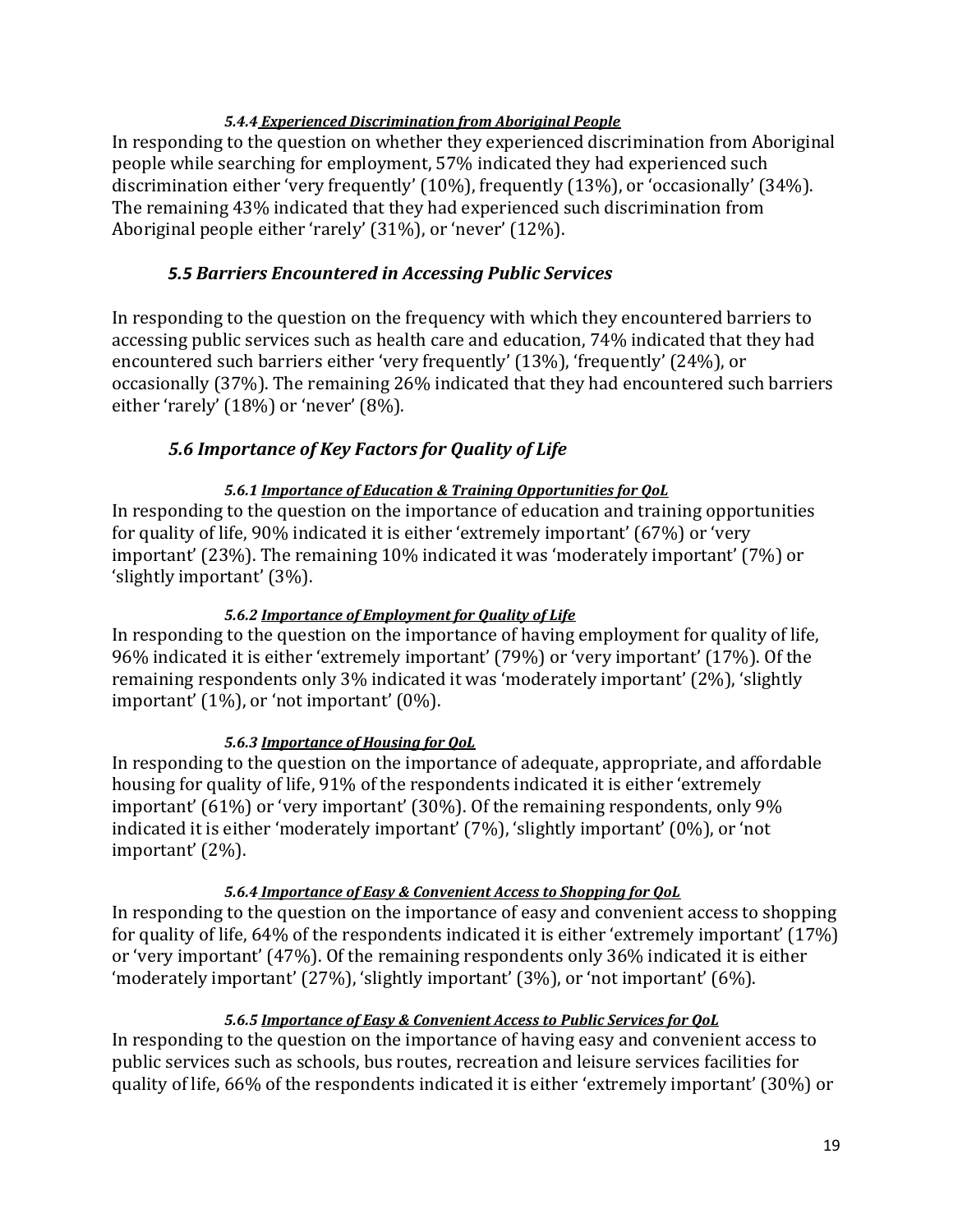#### *5.4.4 Experienced Discrimination from Aboriginal People*

In responding to the question on whether they experienced discrimination from Aboriginal people while searching for employment, 57% indicated they had experienced such discrimination either 'very frequently' (10%), frequently (13%), or 'occasionally' (34%). The remaining 43% indicated that they had experienced such discrimination from Aboriginal people either 'rarely' (31%), or 'never' (12%).

### *5.5 Barriers Encountered in Accessing Public Services*

In responding to the question on the frequency with which they encountered barriers to accessing public services such as health care and education, 74% indicated that they had encountered such barriers either 'very frequently' (13%), 'frequently' (24%), or occasionally (37%). The remaining 26% indicated that they had encountered such barriers either 'rarely' (18%) or 'never' (8%).

### *5.6 Importance of Key Factors for Quality of Life*

#### *5.6.1 Importance of Education & Training Opportunities for QoL*

In responding to the question on the importance of education and training opportunities for quality of life, 90% indicated it is either 'extremely important' (67%) or 'very important' (23%). The remaining 10% indicated it was 'moderately important' (7%) or 'slightly important' (3%).

#### *5.6.2 Importance of Employment for Quality of Life*

In responding to the question on the importance of having employment for quality of life, 96% indicated it is either 'extremely important' (79%) or 'very important' (17%). Of the remaining respondents only 3% indicated it was 'moderately important' (2%), 'slightly important' (1%), or 'not important' (0%).

#### *5.6.3 Importance of Housing for QoL*

In responding to the question on the importance of adequate, appropriate, and affordable housing for quality of life, 91% of the respondents indicated it is either 'extremely important' (61%) or 'very important' (30%). Of the remaining respondents, only 9% indicated it is either 'moderately important' (7%), 'slightly important' (0%), or 'not important' (2%).

#### *5.6.4 Importance of Easy & Convenient Access to Shopping for QoL*

In responding to the question on the importance of easy and convenient access to shopping for quality of life, 64% of the respondents indicated it is either 'extremely important' (17%) or 'very important' (47%). Of the remaining respondents only 36% indicated it is either 'moderately important' (27%), 'slightly important' (3%), or 'not important' (6%).

#### *5.6.5 Importance of Easy & Convenient Access to Public Services for QoL*

In responding to the question on the importance of having easy and convenient access to public services such as schools, bus routes, recreation and leisure services facilities for quality of life, 66% of the respondents indicated it is either 'extremely important' (30%) or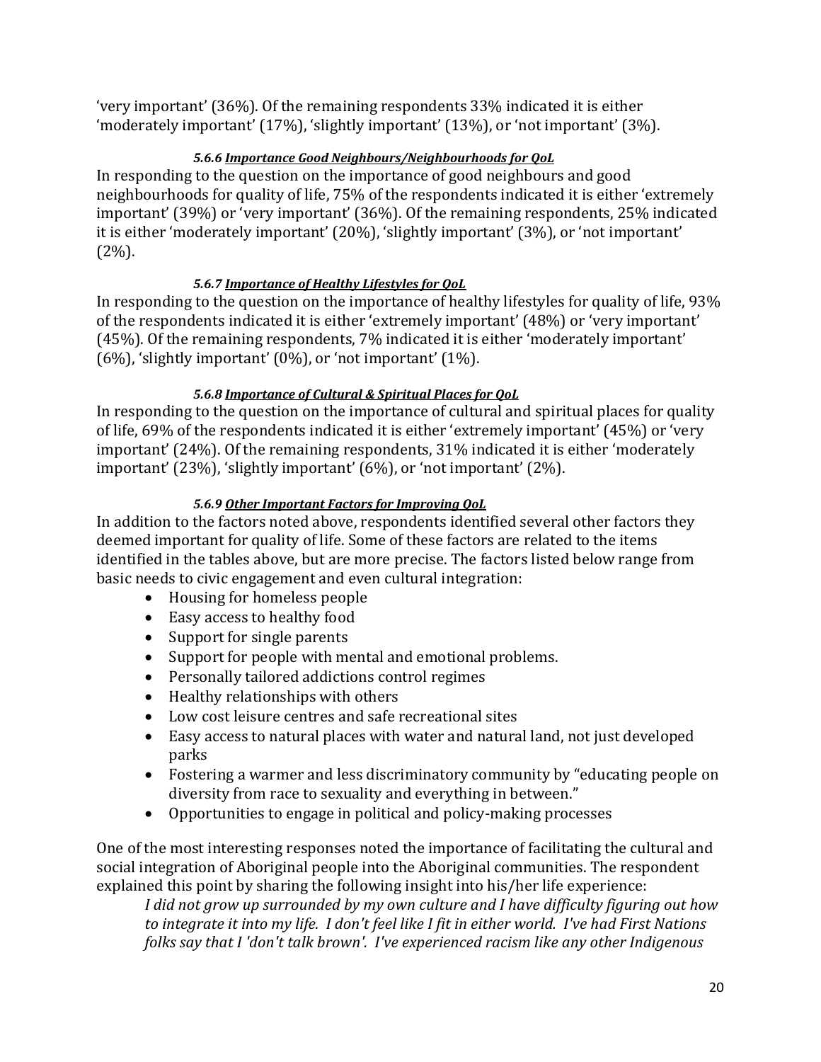'very important' (36%). Of the remaining respondents 33% indicated it is either 'moderately important' (17%), 'slightly important' (13%), or 'not important' (3%).

#### *5.6.6 <u>Importance Good Neighbours/Neighbourhoods for QoL</u>*

In responding to the question on the importance of good neighbours and good neighbourhoods for quality of life, 75% of the respondents indicated it is either 'extremely important' (39%) or 'very important' (36%). Of the remaining respondents, 25% indicated it is either 'moderately important' (20%), 'slightly important' (3%), or 'not important' (2%).

#### *5.6.7 <u>Importance of Healthy Lifestyles for QoL</u>*

In responding to the question on the importance of healthy lifestyles for quality of life, 93% of the respondents indicated it is either 'extremely important' (48%) or 'very important' (45%). Of the remaining respondents, 7% indicated it is either 'moderately important' (6%), 'slightly important' (0%), or 'not important' (1%).

#### *5.6.8 <u>Importance of Cultural & Spiritual Places for QoL</u>*

In responding to the question on the importance of cultural and spiritual places for quality of life, 69% of the respondents indicated it is either 'extremely important' (45%) or 'very important' (24%). Of the remaining respondents, 31% indicated it is either 'moderately important' (23%), 'slightly important' (6%), or 'not important' (2%).

#### *5.6.9 <u>Other Important Factors for Improving QoL</u>*

In addition to the factors noted above, respondents identified several other factors they deemed important for quality of life. Some of these factors are related to the items identified in the tables above, but are more precise. The factors listed below range from basic needs to civic engagement and even cultural integration:

- Housing for homeless people
- Easy access to healthy food
- Support for single parents
- Support for people with mental and emotional problems.
- Personally tailored addictions control regimes
- Healthy relationships with others
- Low cost leisure centres and safe recreational sites
- Easy access to natural places with water and natural land, not just developed parks
- Fostering a warmer and less discriminatory community by "educating people on diversity from race to sexuality and everything in between."
- Opportunities to engage in political and policy-making processes

One of the most interesting responses noted the importance of facilitating the cultural and social integration of Aboriginal people into the Aboriginal communities. The respondent explained this point by sharing the following insight into his/her life experience:

> *I did not grow up surrounded by my own culture and I have difficulty figuring out how to integrate it into my life. I don't feel like I fit in either world. I've had First Nations folks say that I 'don't talk brown'. I've experienced racism like any other Indigenous*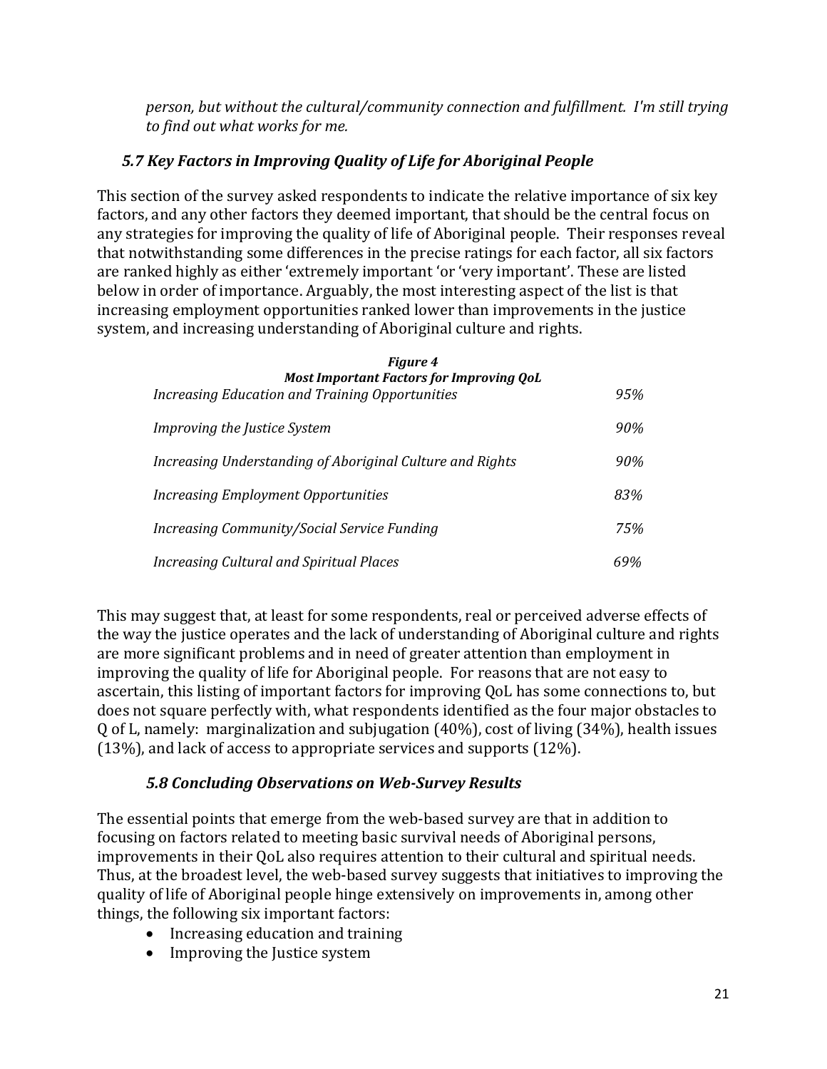*person, but without the cultural/community connection and fulfillment. I'm still trying to find out what works for me.*

### *5.7 Key Factors in Improving Quality of Life for Aboriginal People*

This section of the survey asked respondents to indicate the relative importance of six key factors, and any other factors they deemed important, that should be the central focus on any strategies for improving the quality of life of Aboriginal people. Their responses reveal that notwithstanding some differences in the precise ratings for each factor, all six factors are ranked highly as either 'extremely important 'or 'very important'. These are listed below in order of importance. Arguably, the most interesting aspect of the list is that increasing employment opportunities ranked lower than improvements in the justice system, and increasing understanding of Aboriginal culture and rights.

***Figure 4***
***Most Important Factors for Improving QoL***

| | |
|---|---|
| *Increasing Education and Training Opportunities* | *95%* |
| *Improving the Justice System* | *90%* |
| *Increasing Understanding of Aboriginal Culture and Rights* | *90%* |
| *Increasing Employment Opportunities* | *83%* |
| *Increasing Community/Social Service Funding* | *75%* |
| *Increasing Cultural and Spiritual Places* | *69%* |

This may suggest that, at least for some respondents, real or perceived adverse effects of the way the justice operates and the lack of understanding of Aboriginal culture and rights are more significant problems and in need of greater attention than employment in improving the quality of life for Aboriginal people. For reasons that are not easy to ascertain, this listing of important factors for improving QoL has some connections to, but does not square perfectly with, what respondents identified as the four major obstacles to Q of L, namely: marginalization and subjugation (40%), cost of living (34%), health issues (13%), and lack of access to appropriate services and supports (12%).

### *5.8 Concluding Observations on Web-Survey Results*

The essential points that emerge from the web-based survey are that in addition to focusing on factors related to meeting basic survival needs of Aboriginal persons, improvements in their QoL also requires attention to their cultural and spiritual needs. Thus, at the broadest level, the web-based survey suggests that initiatives to improving the quality of life of Aboriginal people hinge extensively on improvements in, among other things, the following six important factors:

- Increasing education and training
- Improving the Justice system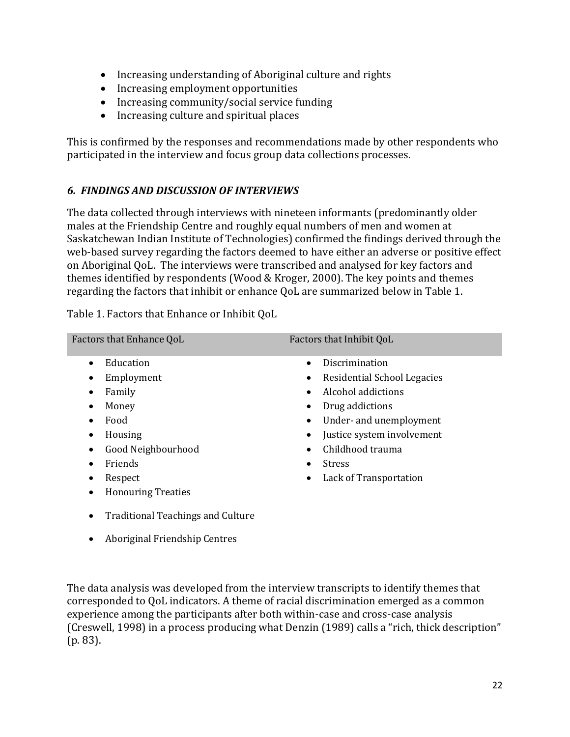- Increasing understanding of Aboriginal culture and rights
- Increasing employment opportunities
- Increasing community/social service funding
- Increasing culture and spiritual places

This is confirmed by the responses and recommendations made by other respondents who participated in the interview and focus group data collections processes.

## *6. FINDINGS AND DISCUSSION OF INTERVIEWS*

The data collected through interviews with nineteen informants (predominantly older males at the Friendship Centre and roughly equal numbers of men and women at Saskatchewan Indian Institute of Technologies) confirmed the findings derived through the web-based survey regarding the factors deemed to have either an adverse or positive effect on Aboriginal QoL. The interviews were transcribed and analysed for key factors and themes identified by respondents (Wood & Kroger, 2000). The key points and themes regarding the factors that inhibit or enhance QoL are summarized below in Table 1.

Table 1. Factors that Enhance or Inhibit QoL

| Factors that Enhance QoL | Factors that Inhibit QoL |
| --- | --- |
| • Education | • Discrimination |
| • Employment | • Residential School Legacies |
| • Family | • Alcohol addictions |
| • Money | • Drug addictions |
| • Food | • Under- and unemployment |
| • Housing | • Justice system involvement |
| • Good Neighbourhood | • Childhood trauma |
| • Friends | • Stress |
| • Respect | • Lack of Transportation |
| • Honouring Treaties | |
| • Traditional Teachings and Culture | |
| • Aboriginal Friendship Centres | |

The data analysis was developed from the interview transcripts to identify themes that corresponded to QoL indicators. A theme of racial discrimination emerged as a common experience among the participants after both within-case and cross-case analysis (Creswell, 1998) in a process producing what Denzin (1989) calls a "rich, thick description" (p. 83).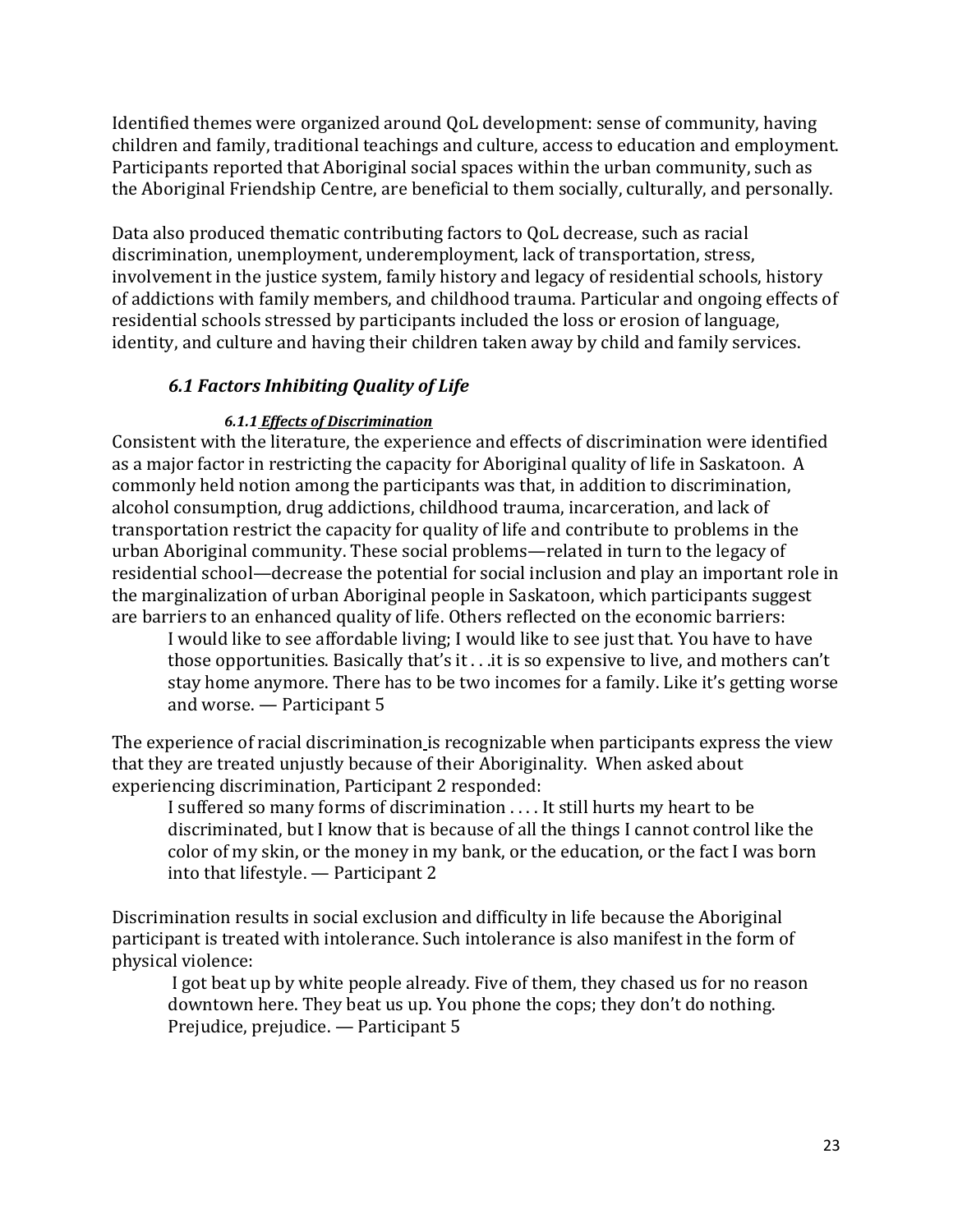Identified themes were organized around QoL development: sense of community, having children and family, traditional teachings and culture, access to education and employment. Participants reported that Aboriginal social spaces within the urban community, such as the Aboriginal Friendship Centre, are beneficial to them socially, culturally, and personally.

Data also produced thematic contributing factors to QoL decrease, such as racial discrimination, unemployment, underemployment, lack of transportation, stress, involvement in the justice system, family history and legacy of residential schools, history of addictions with family members, and childhood trauma. Particular and ongoing effects of residential schools stressed by participants included the loss or erosion of language, identity, and culture and having their children taken away by child and family services.

### *6.1 Factors Inhibiting Quality of Life*

#### *6.1.1 Effects of Discrimination*

Consistent with the literature, the experience and effects of discrimination were identified as a major factor in restricting the capacity for Aboriginal quality of life in Saskatoon. A commonly held notion among the participants was that, in addition to discrimination, alcohol consumption, drug addictions, childhood trauma, incarceration, and lack of transportation restrict the capacity for quality of life and contribute to problems in the urban Aboriginal community. These social problems—related in turn to the legacy of residential school—decrease the potential for social inclusion and play an important role in the marginalization of urban Aboriginal people in Saskatoon, which participants suggest are barriers to an enhanced quality of life. Others reflected on the economic barriers:

> I would like to see affordable living; I would like to see just that. You have to have those opportunities. Basically that's it . . .it is so expensive to live, and mothers can't stay home anymore. There has to be two incomes for a family. Like it's getting worse and worse. — Participant 5

The experience of racial discrimination is recognizable when participants express the view that they are treated unjustly because of their Aboriginality. When asked about experiencing discrimination, Participant 2 responded:

> I suffered so many forms of discrimination . . . . It still hurts my heart to be discriminated, but I know that is because of all the things I cannot control like the color of my skin, or the money in my bank, or the education, or the fact I was born into that lifestyle. — Participant 2

Discrimination results in social exclusion and difficulty in life because the Aboriginal participant is treated with intolerance. Such intolerance is also manifest in the form of physical violence:

> I got beat up by white people already. Five of them, they chased us for no reason downtown here. They beat us up. You phone the cops; they don't do nothing. Prejudice, prejudice. — Participant 5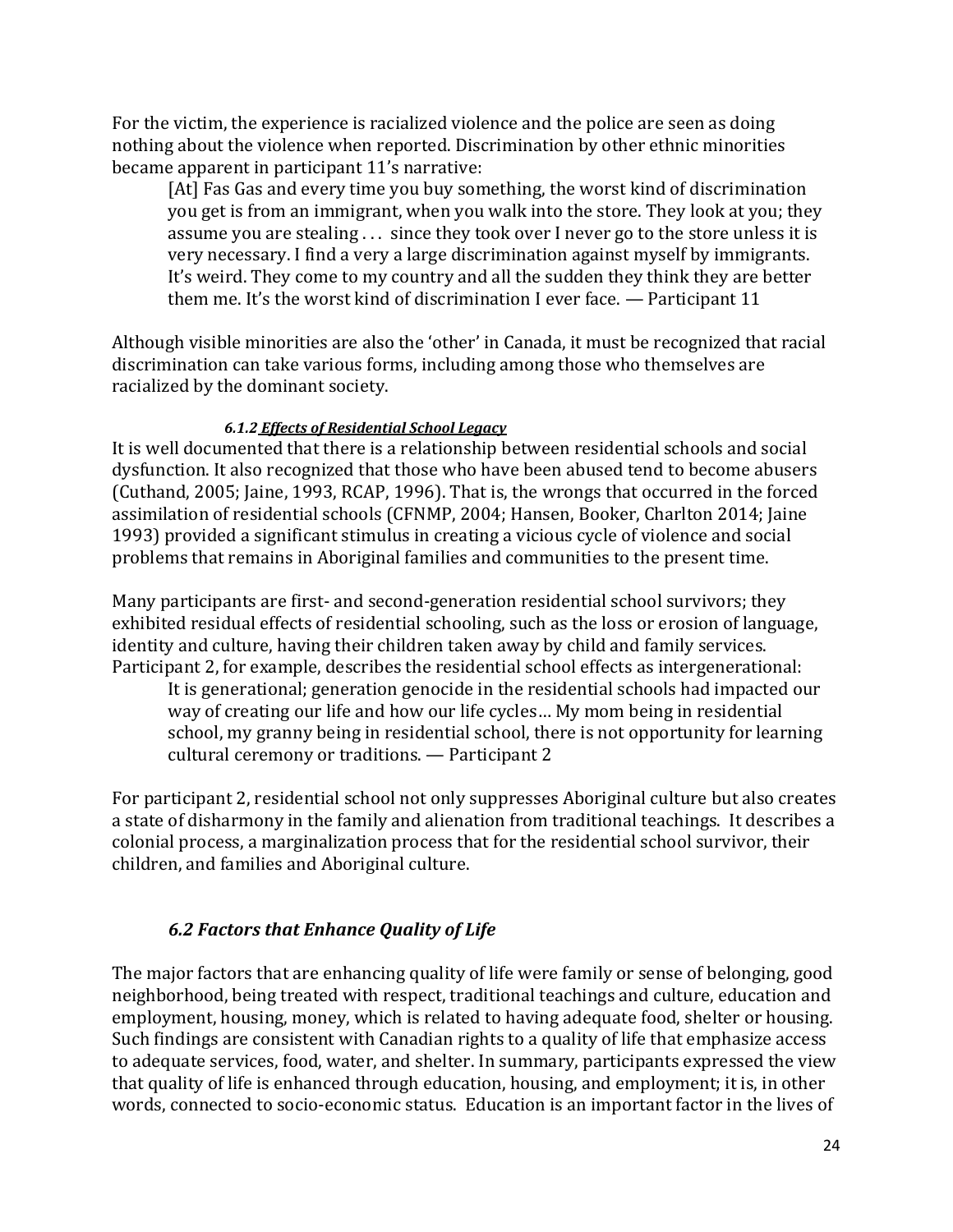For the victim, the experience is racialized violence and the police are seen as doing nothing about the violence when reported. Discrimination by other ethnic minorities became apparent in participant 11's narrative:

> [At] Fas Gas and every time you buy something, the worst kind of discrimination you get is from an immigrant, when you walk into the store. They look at you; they assume you are stealing . . . since they took over I never go to the store unless it is very necessary. I find a very a large discrimination against myself by immigrants. It's weird. They come to my country and all the sudden they think they are better them me. It's the worst kind of discrimination I ever face. — Participant 11

Although visible minorities are also the 'other' in Canada, it must be recognized that racial discrimination can take various forms, including among those who themselves are racialized by the dominant society.

#### *6.1.2 Effects of Residential School Legacy*

It is well documented that there is a relationship between residential schools and social dysfunction. It also recognized that those who have been abused tend to become abusers (Cuthand, 2005; Jaine, 1993, RCAP, 1996). That is, the wrongs that occurred in the forced assimilation of residential schools (CFNMP, 2004; Hansen, Booker, Charlton 2014; Jaine 1993) provided a significant stimulus in creating a vicious cycle of violence and social problems that remains in Aboriginal families and communities to the present time.

Many participants are first- and second-generation residential school survivors; they exhibited residual effects of residential schooling, such as the loss or erosion of language, identity and culture, having their children taken away by child and family services. Participant 2, for example, describes the residential school effects as intergenerational:

> It is generational; generation genocide in the residential schools had impacted our way of creating our life and how our life cycles… My mom being in residential school, my granny being in residential school, there is not opportunity for learning cultural ceremony or traditions. — Participant 2

For participant 2, residential school not only suppresses Aboriginal culture but also creates a state of disharmony in the family and alienation from traditional teachings. It describes a colonial process, a marginalization process that for the residential school survivor, their children, and families and Aboriginal culture.

### *6.2 Factors that Enhance Quality of Life*

The major factors that are enhancing quality of life were family or sense of belonging, good neighborhood, being treated with respect, traditional teachings and culture, education and employment, housing, money, which is related to having adequate food, shelter or housing. Such findings are consistent with Canadian rights to a quality of life that emphasize access to adequate services, food, water, and shelter. In summary, participants expressed the view that quality of life is enhanced through education, housing, and employment; it is, in other words, connected to socio-economic status. Education is an important factor in the lives of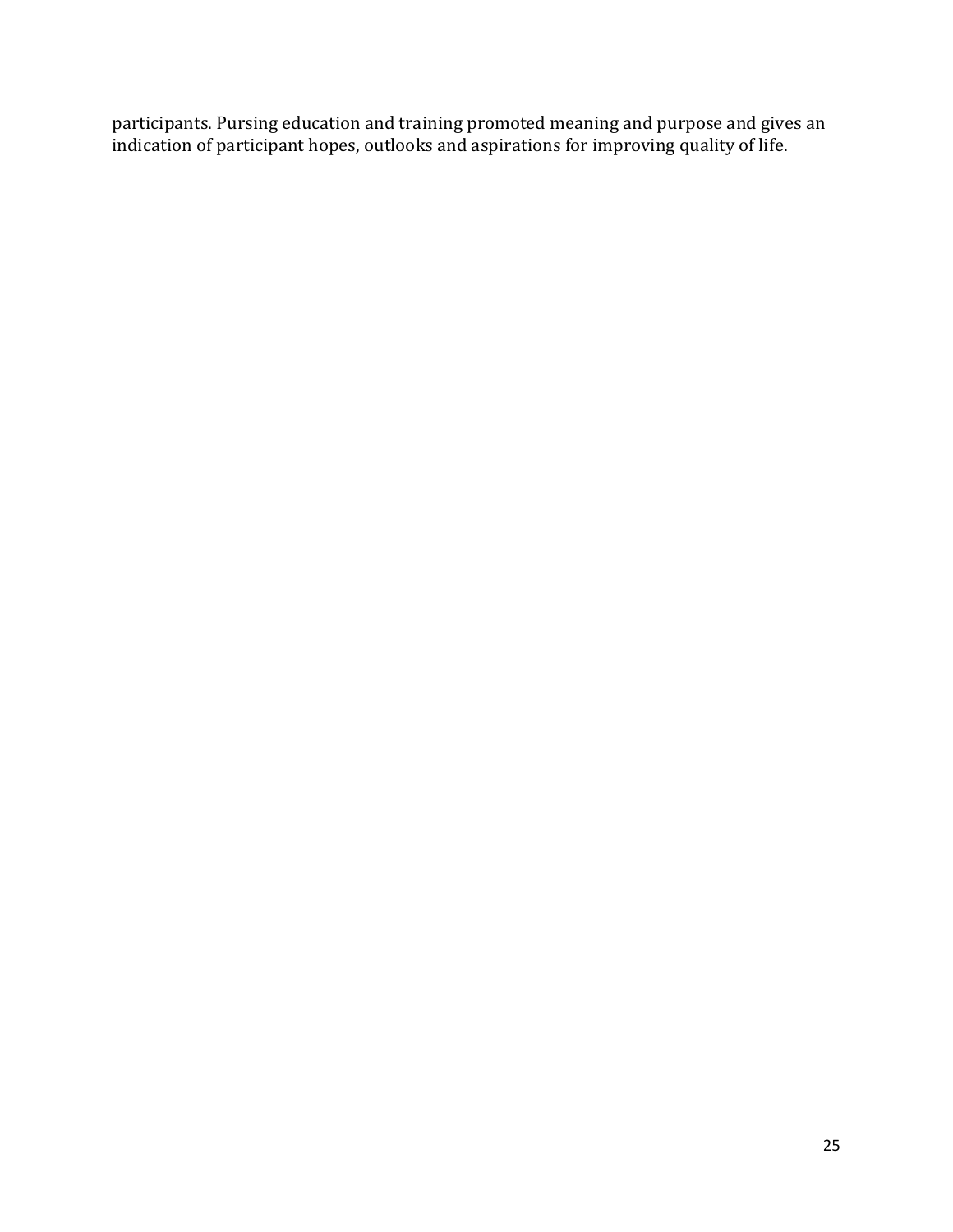participants. Pursing education and training promoted meaning and purpose and gives an indication of participant hopes, outlooks and aspirations for improving quality of life.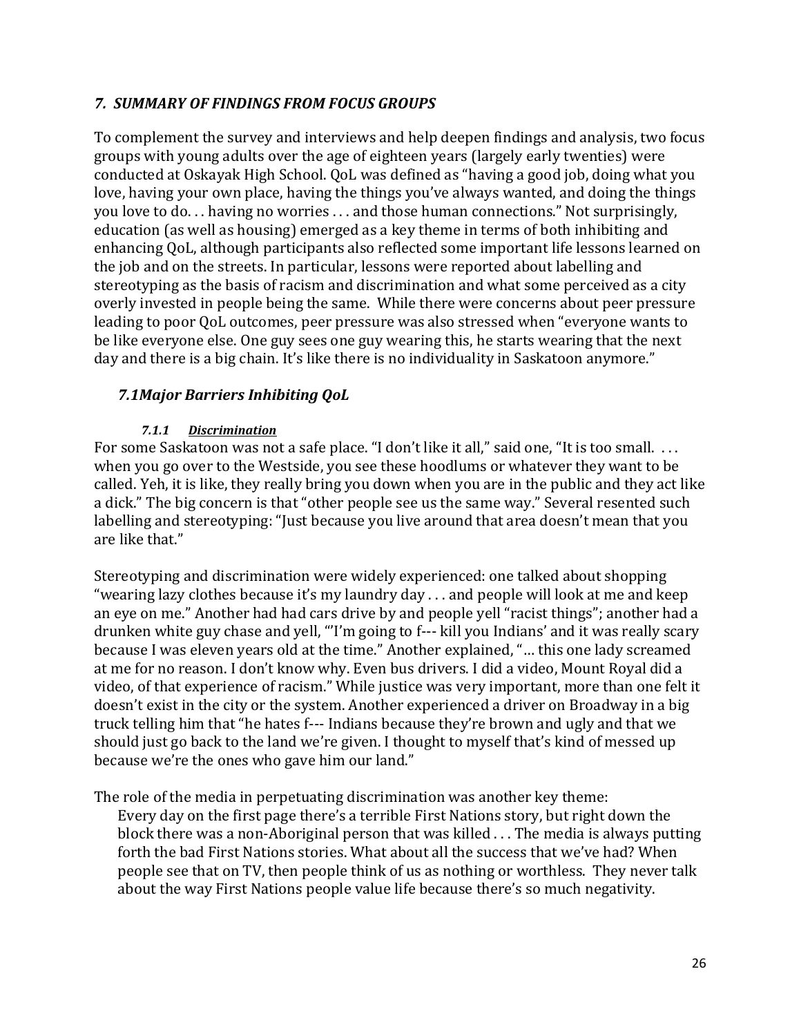## *7. SUMMARY OF FINDINGS FROM FOCUS GROUPS*

To complement the survey and interviews and help deepen findings and analysis, two focus groups with young adults over the age of eighteen years (largely early twenties) were conducted at Oskayak High School. QoL was defined as "having a good job, doing what you love, having your own place, having the things you've always wanted, and doing the things you love to do. . . having no worries . . . and those human connections." Not surprisingly, education (as well as housing) emerged as a key theme in terms of both inhibiting and enhancing QoL, although participants also reflected some important life lessons learned on the job and on the streets. In particular, lessons were reported about labelling and stereotyping as the basis of racism and discrimination and what some perceived as a city overly invested in people being the same. While there were concerns about peer pressure leading to poor QoL outcomes, peer pressure was also stressed when "everyone wants to be like everyone else. One guy sees one guy wearing this, he starts wearing that the next day and there is a big chain. It's like there is no individuality in Saskatoon anymore."

### *7.1Major Barriers Inhibiting QoL*

#### *7.1.1 Discrimination*

For some Saskatoon was not a safe place. "I don't like it all," said one, "It is too small. . . . when you go over to the Westside, you see these hoodlums or whatever they want to be called. Yeh, it is like, they really bring you down when you are in the public and they act like a dick." The big concern is that "other people see us the same way." Several resented such labelling and stereotyping: "Just because you live around that area doesn't mean that you are like that."

Stereotyping and discrimination were widely experienced: one talked about shopping "wearing lazy clothes because it's my laundry day . . . and people will look at me and keep an eye on me." Another had had cars drive by and people yell "racist things"; another had a drunken white guy chase and yell, "'I'm going to f--- kill you Indians' and it was really scary because I was eleven years old at the time." Another explained, "… this one lady screamed at me for no reason. I don't know why. Even bus drivers. I did a video, Mount Royal did a video, of that experience of racism." While justice was very important, more than one felt it doesn't exist in the city or the system. Another experienced a driver on Broadway in a big truck telling him that "he hates f--- Indians because they're brown and ugly and that we should just go back to the land we're given. I thought to myself that's kind of messed up because we're the ones who gave him our land."

The role of the media in perpetuating discrimination was another key theme:

> Every day on the first page there's a terrible First Nations story, but right down the block there was a non-Aboriginal person that was killed . . . The media is always putting forth the bad First Nations stories. What about all the success that we've had? When people see that on TV, then people think of us as nothing or worthless. They never talk about the way First Nations people value life because there's so much negativity.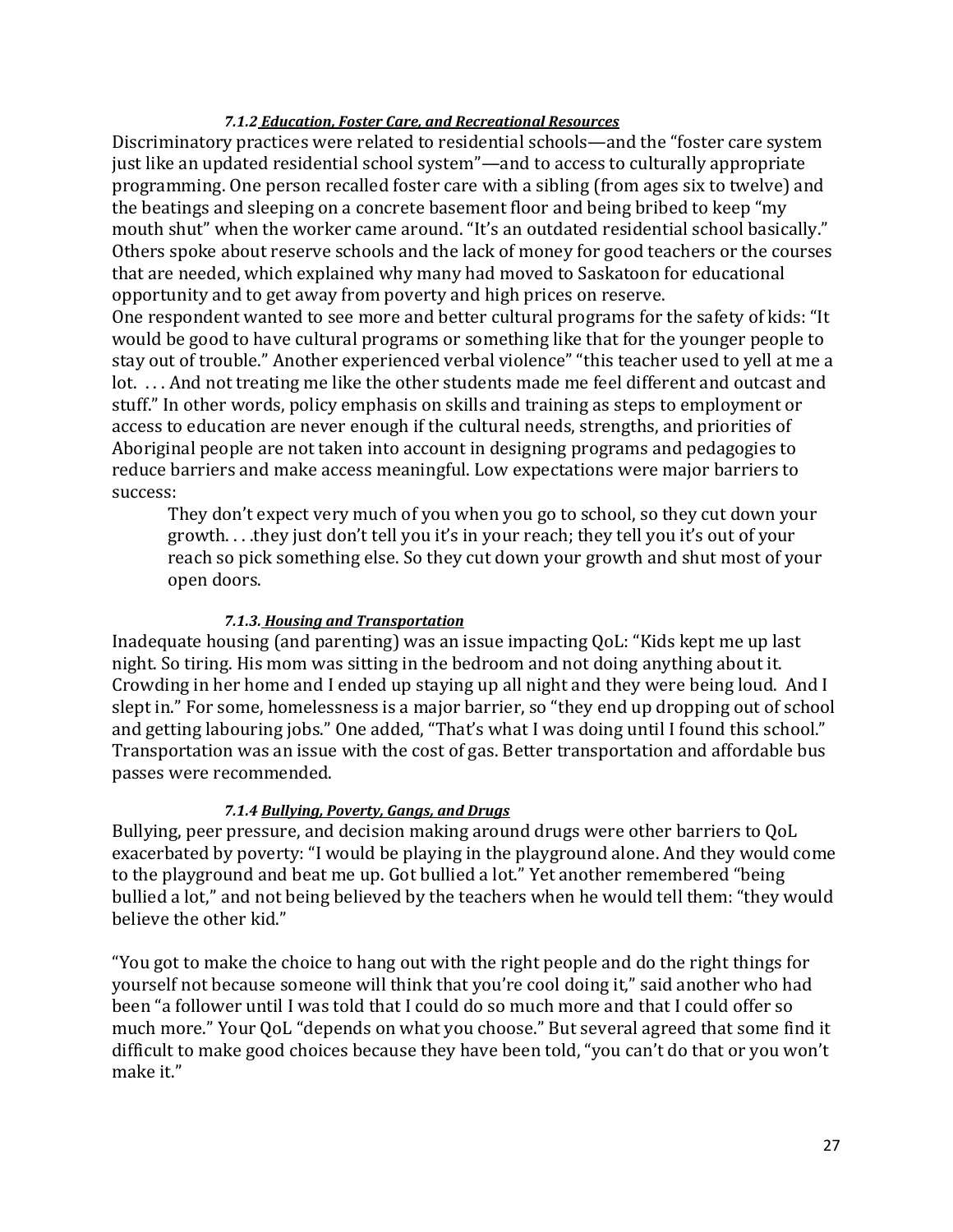#### *7.1.2 Education, Foster Care, and Recreational Resources*

Discriminatory practices were related to residential schools—and the "foster care system just like an updated residential school system"—and to access to culturally appropriate programming. One person recalled foster care with a sibling (from ages six to twelve) and the beatings and sleeping on a concrete basement floor and being bribed to keep "my mouth shut" when the worker came around. "It's an outdated residential school basically." Others spoke about reserve schools and the lack of money for good teachers or the courses that are needed, which explained why many had moved to Saskatoon for educational opportunity and to get away from poverty and high prices on reserve.

One respondent wanted to see more and better cultural programs for the safety of kids: "It would be good to have cultural programs or something like that for the younger people to stay out of trouble." Another experienced verbal violence" "this teacher used to yell at me a lot. . . . And not treating me like the other students made me feel different and outcast and stuff." In other words, policy emphasis on skills and training as steps to employment or access to education are never enough if the cultural needs, strengths, and priorities of Aboriginal people are not taken into account in designing programs and pedagogies to reduce barriers and make access meaningful. Low expectations were major barriers to success:

> They don't expect very much of you when you go to school, so they cut down your growth. . . .they just don't tell you it's in your reach; they tell you it's out of your reach so pick something else. So they cut down your growth and shut most of your open doors.

#### *7.1.3. Housing and Transportation*

Inadequate housing (and parenting) was an issue impacting QoL: "Kids kept me up last night. So tiring. His mom was sitting in the bedroom and not doing anything about it. Crowding in her home and I ended up staying up all night and they were being loud. And I slept in." For some, homelessness is a major barrier, so "they end up dropping out of school and getting labouring jobs." One added, "That's what I was doing until I found this school." Transportation was an issue with the cost of gas. Better transportation and affordable bus passes were recommended.

#### *7.1.4 Bullying, Poverty, Gangs, and Drugs*

Bullying, peer pressure, and decision making around drugs were other barriers to QoL exacerbated by poverty: "I would be playing in the playground alone. And they would come to the playground and beat me up. Got bullied a lot." Yet another remembered "being bullied a lot," and not being believed by the teachers when he would tell them: "they would believe the other kid."

"You got to make the choice to hang out with the right people and do the right things for yourself not because someone will think that you're cool doing it," said another who had been "a follower until I was told that I could do so much more and that I could offer so much more." Your QoL "depends on what you choose." But several agreed that some find it difficult to make good choices because they have been told, "you can't do that or you won't make it."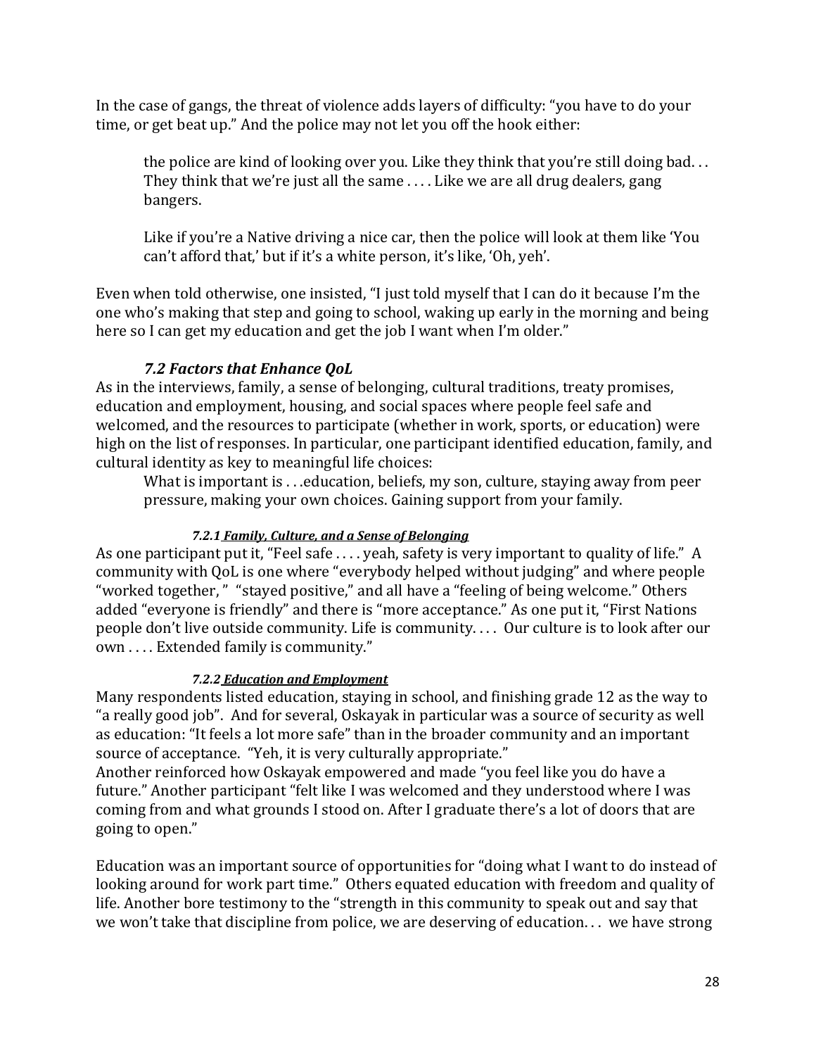In the case of gangs, the threat of violence adds layers of difficulty: "you have to do your time, or get beat up." And the police may not let you off the hook either:

> the police are kind of looking over you. Like they think that you're still doing bad. . . They think that we're just all the same . . . . Like we are all drug dealers, gang bangers.
>
> Like if you're a Native driving a nice car, then the police will look at them like 'You can't afford that,' but if it's a white person, it's like, 'Oh, yeh'.

Even when told otherwise, one insisted, "I just told myself that I can do it because I'm the one who's making that step and going to school, waking up early in the morning and being here so I can get my education and get the job I want when I'm older."

### *7.2 Factors that Enhance QoL*

As in the interviews, family, a sense of belonging, cultural traditions, treaty promises, education and employment, housing, and social spaces where people feel safe and welcomed, and the resources to participate (whether in work, sports, or education) were high on the list of responses. In particular, one participant identified education, family, and cultural identity as key to meaningful life choices:

> What is important is . . .education, beliefs, my son, culture, staying away from peer pressure, making your own choices. Gaining support from your family.

#### *7.2.1 <u>Family, Culture, and a Sense of Belonging</u>*

As one participant put it, "Feel safe . . . . yeah, safety is very important to quality of life." A community with QoL is one where "everybody helped without judging" and where people "worked together, " "stayed positive," and all have a "feeling of being welcome." Others added "everyone is friendly" and there is "more acceptance." As one put it, "First Nations people don't live outside community. Life is community. . . . Our culture is to look after our own . . . . Extended family is community."

#### *7.2.2 <u>Education and Employment</u>*

Many respondents listed education, staying in school, and finishing grade 12 as the way to "a really good job". And for several, Oskayak in particular was a source of security as well as education: "It feels a lot more safe" than in the broader community and an important source of acceptance. "Yeh, it is very culturally appropriate."
Another reinforced how Oskayak empowered and made "you feel like you do have a future." Another participant "felt like I was welcomed and they understood where I was coming from and what grounds I stood on. After I graduate there's a lot of doors that are going to open."

Education was an important source of opportunities for "doing what I want to do instead of looking around for work part time." Others equated education with freedom and quality of life. Another bore testimony to the "strength in this community to speak out and say that we won't take that discipline from police, we are deserving of education. . . we have strong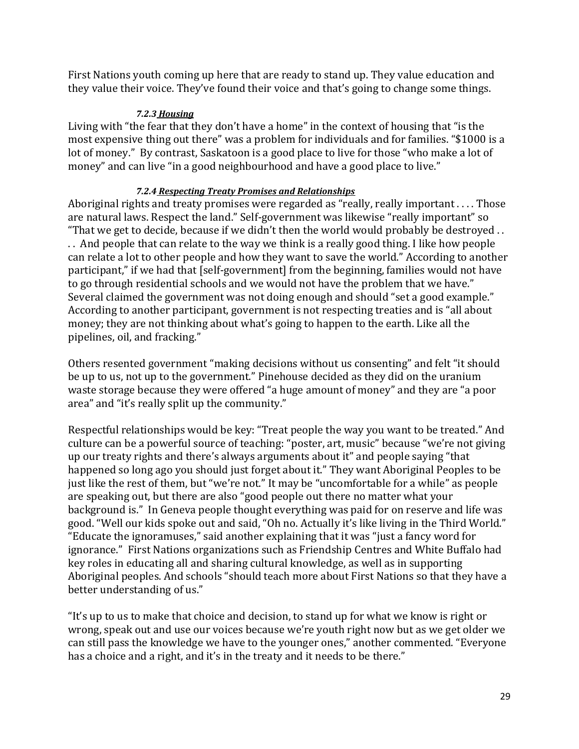First Nations youth coming up here that are ready to stand up. They value education and they value their voice. They've found their voice and that's going to change some things.

#### *7.2.3 Housing*

Living with "the fear that they don't have a home" in the context of housing that "is the most expensive thing out there" was a problem for individuals and for families. "$1000 is a lot of money." By contrast, Saskatoon is a good place to live for those "who make a lot of money" and can live "in a good neighbourhood and have a good place to live."

#### *7.2.4 Respecting Treaty Promises and Relationships*

Aboriginal rights and treaty promises were regarded as "really, really important . . . . Those are natural laws. Respect the land." Self-government was likewise "really important" so "That we get to decide, because if we didn't then the world would probably be destroyed . . . . And people that can relate to the way we think is a really good thing. I like how people can relate a lot to other people and how they want to save the world." According to another participant," if we had that [self-government] from the beginning, families would not have to go through residential schools and we would not have the problem that we have." Several claimed the government was not doing enough and should "set a good example." According to another participant, government is not respecting treaties and is "all about money; they are not thinking about what's going to happen to the earth. Like all the pipelines, oil, and fracking."

Others resented government "making decisions without us consenting" and felt "it should be up to us, not up to the government." Pinehouse decided as they did on the uranium waste storage because they were offered "a huge amount of money" and they are "a poor area" and "it's really split up the community."

Respectful relationships would be key: "Treat people the way you want to be treated." And culture can be a powerful source of teaching: "poster, art, music" because "we're not giving up our treaty rights and there's always arguments about it" and people saying "that happened so long ago you should just forget about it." They want Aboriginal Peoples to be just like the rest of them, but "we're not." It may be "uncomfortable for a while" as people are speaking out, but there are also "good people out there no matter what your background is." In Geneva people thought everything was paid for on reserve and life was good. "Well our kids spoke out and said, "Oh no. Actually it's like living in the Third World." "Educate the ignoramuses," said another explaining that it was "just a fancy word for ignorance." First Nations organizations such as Friendship Centres and White Buffalo had key roles in educating all and sharing cultural knowledge, as well as in supporting Aboriginal peoples. And schools "should teach more about First Nations so that they have a better understanding of us."

"It's up to us to make that choice and decision, to stand up for what we know is right or wrong, speak out and use our voices because we're youth right now but as we get older we can still pass the knowledge we have to the younger ones," another commented. "Everyone has a choice and a right, and it's in the treaty and it needs to be there."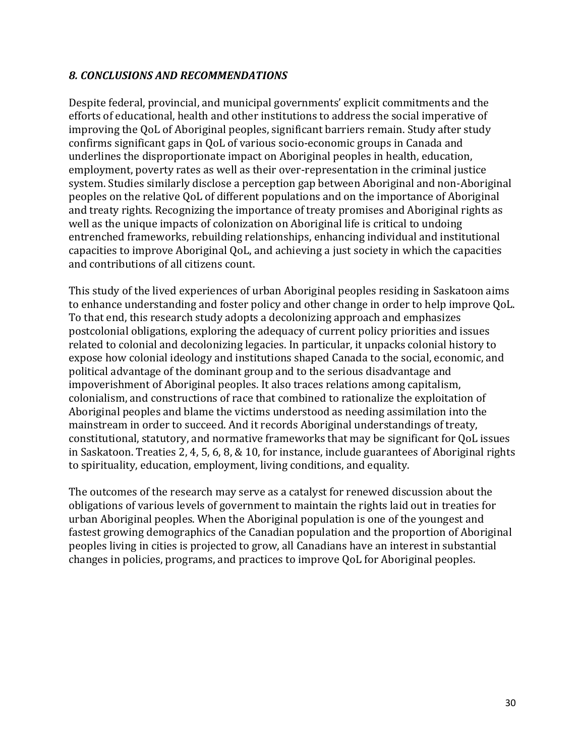## *8. CONCLUSIONS AND RECOMMENDATIONS*

Despite federal, provincial, and municipal governments' explicit commitments and the efforts of educational, health and other institutions to address the social imperative of improving the QoL of Aboriginal peoples, significant barriers remain. Study after study confirms significant gaps in QoL of various socio-economic groups in Canada and underlines the disproportionate impact on Aboriginal peoples in health, education, employment, poverty rates as well as their over-representation in the criminal justice system. Studies similarly disclose a perception gap between Aboriginal and non-Aboriginal peoples on the relative QoL of different populations and on the importance of Aboriginal and treaty rights. Recognizing the importance of treaty promises and Aboriginal rights as well as the unique impacts of colonization on Aboriginal life is critical to undoing entrenched frameworks, rebuilding relationships, enhancing individual and institutional capacities to improve Aboriginal QoL, and achieving a just society in which the capacities and contributions of all citizens count.

This study of the lived experiences of urban Aboriginal peoples residing in Saskatoon aims to enhance understanding and foster policy and other change in order to help improve QoL. To that end, this research study adopts a decolonizing approach and emphasizes postcolonial obligations, exploring the adequacy of current policy priorities and issues related to colonial and decolonizing legacies. In particular, it unpacks colonial history to expose how colonial ideology and institutions shaped Canada to the social, economic, and political advantage of the dominant group and to the serious disadvantage and impoverishment of Aboriginal peoples. It also traces relations among capitalism, colonialism, and constructions of race that combined to rationalize the exploitation of Aboriginal peoples and blame the victims understood as needing assimilation into the mainstream in order to succeed. And it records Aboriginal understandings of treaty, constitutional, statutory, and normative frameworks that may be significant for QoL issues in Saskatoon. Treaties 2, 4, 5, 6, 8, & 10, for instance, include guarantees of Aboriginal rights to spirituality, education, employment, living conditions, and equality.

The outcomes of the research may serve as a catalyst for renewed discussion about the obligations of various levels of government to maintain the rights laid out in treaties for urban Aboriginal peoples. When the Aboriginal population is one of the youngest and fastest growing demographics of the Canadian population and the proportion of Aboriginal peoples living in cities is projected to grow, all Canadians have an interest in substantial changes in policies, programs, and practices to improve QoL for Aboriginal peoples.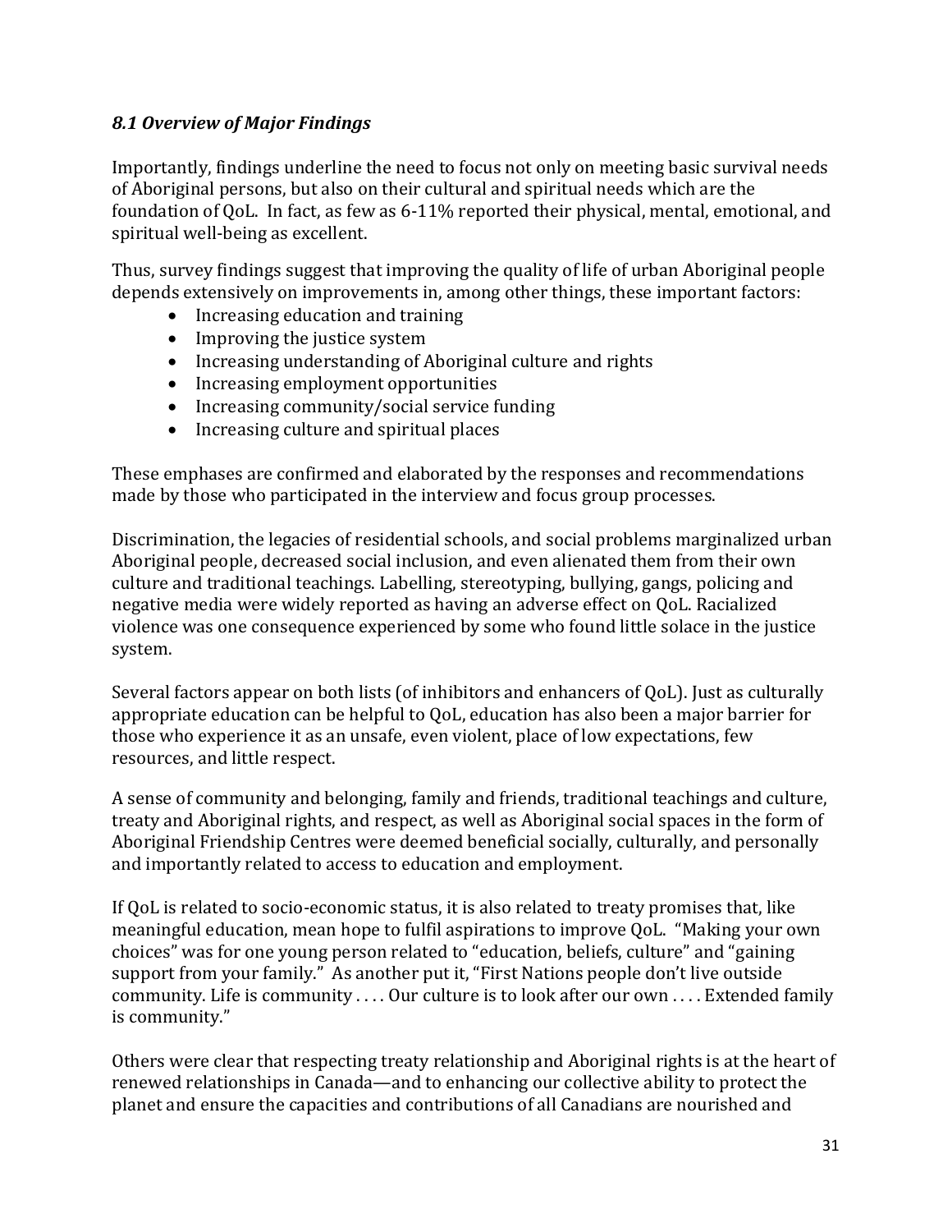### *8.1 Overview of Major Findings*

Importantly, findings underline the need to focus not only on meeting basic survival needs of Aboriginal persons, but also on their cultural and spiritual needs which are the foundation of QoL. In fact, as few as 6-11% reported their physical, mental, emotional, and spiritual well-being as excellent.

Thus, survey findings suggest that improving the quality of life of urban Aboriginal people depends extensively on improvements in, among other things, these important factors:

- Increasing education and training
- Improving the justice system
- Increasing understanding of Aboriginal culture and rights
- Increasing employment opportunities
- Increasing community/social service funding
- Increasing culture and spiritual places

These emphases are confirmed and elaborated by the responses and recommendations made by those who participated in the interview and focus group processes.

Discrimination, the legacies of residential schools, and social problems marginalized urban Aboriginal people, decreased social inclusion, and even alienated them from their own culture and traditional teachings. Labelling, stereotyping, bullying, gangs, policing and negative media were widely reported as having an adverse effect on QoL. Racialized violence was one consequence experienced by some who found little solace in the justice system.

Several factors appear on both lists (of inhibitors and enhancers of QoL). Just as culturally appropriate education can be helpful to QoL, education has also been a major barrier for those who experience it as an unsafe, even violent, place of low expectations, few resources, and little respect.

A sense of community and belonging, family and friends, traditional teachings and culture, treaty and Aboriginal rights, and respect, as well as Aboriginal social spaces in the form of Aboriginal Friendship Centres were deemed beneficial socially, culturally, and personally and importantly related to access to education and employment.

If QoL is related to socio-economic status, it is also related to treaty promises that, like meaningful education, mean hope to fulfil aspirations to improve QoL. "Making your own choices" was for one young person related to "education, beliefs, culture" and "gaining support from your family." As another put it, "First Nations people don't live outside community. Life is community . . . . Our culture is to look after our own . . . . Extended family is community."

Others were clear that respecting treaty relationship and Aboriginal rights is at the heart of renewed relationships in Canada—and to enhancing our collective ability to protect the planet and ensure the capacities and contributions of all Canadians are nourished and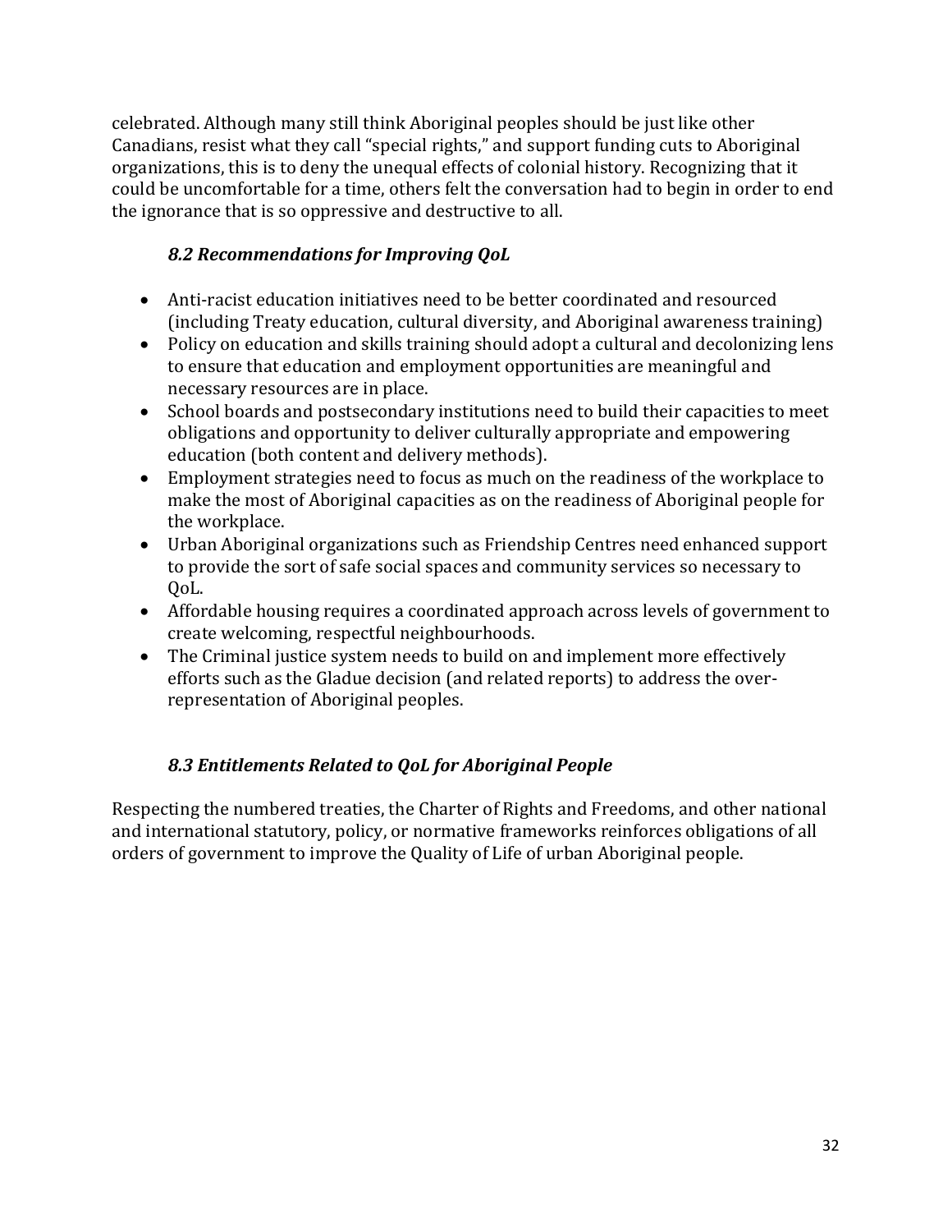celebrated. Although many still think Aboriginal peoples should be just like other Canadians, resist what they call "special rights," and support funding cuts to Aboriginal organizations, this is to deny the unequal effects of colonial history. Recognizing that it could be uncomfortable for a time, others felt the conversation had to begin in order to end the ignorance that is so oppressive and destructive to all.

### *8.2 Recommendations for Improving QoL*

- Anti-racist education initiatives need to be better coordinated and resourced (including Treaty education, cultural diversity, and Aboriginal awareness training)
- Policy on education and skills training should adopt a cultural and decolonizing lens to ensure that education and employment opportunities are meaningful and necessary resources are in place.
- School boards and postsecondary institutions need to build their capacities to meet obligations and opportunity to deliver culturally appropriate and empowering education (both content and delivery methods).
- Employment strategies need to focus as much on the readiness of the workplace to make the most of Aboriginal capacities as on the readiness of Aboriginal people for the workplace.
- Urban Aboriginal organizations such as Friendship Centres need enhanced support to provide the sort of safe social spaces and community services so necessary to QoL.
- Affordable housing requires a coordinated approach across levels of government to create welcoming, respectful neighbourhoods.
- The Criminal justice system needs to build on and implement more effectively efforts such as the Gladue decision (and related reports) to address the over-representation of Aboriginal peoples.

### *8.3 Entitlements Related to QoL for Aboriginal People*

Respecting the numbered treaties, the Charter of Rights and Freedoms, and other national and international statutory, policy, or normative frameworks reinforces obligations of all orders of government to improve the Quality of Life of urban Aboriginal people.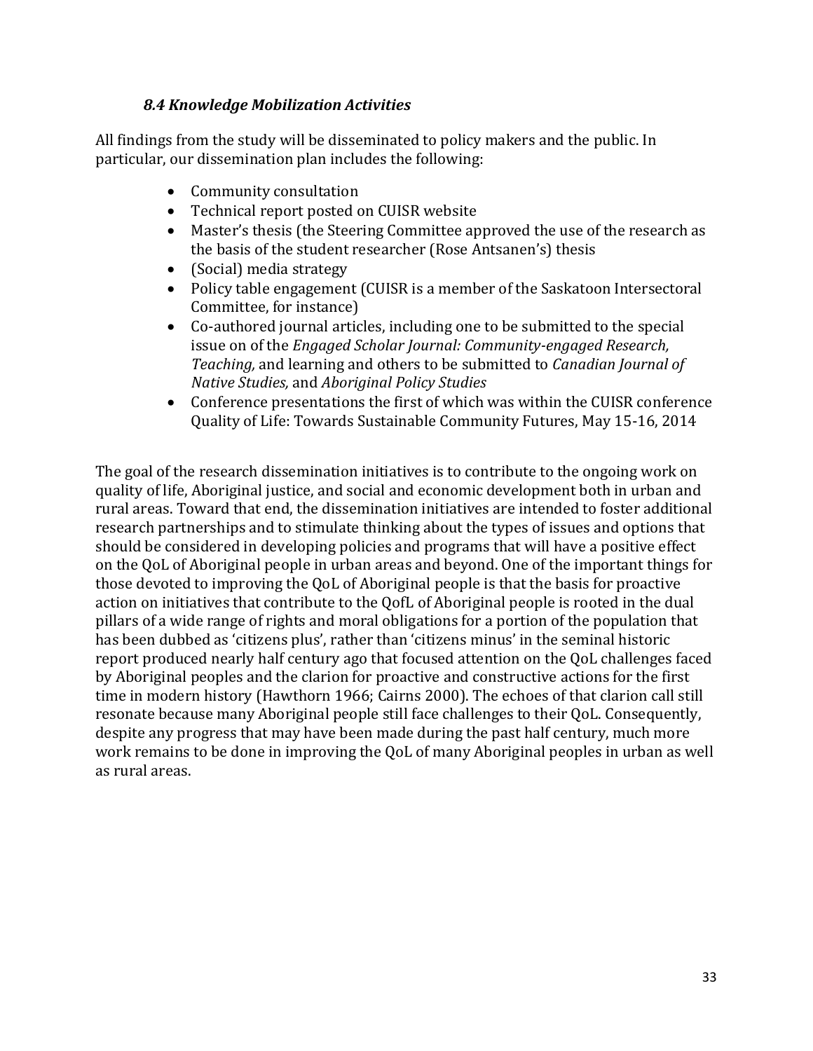### *8.4 Knowledge Mobilization Activities*

All findings from the study will be disseminated to policy makers and the public. In particular, our dissemination plan includes the following:

- Community consultation
- Technical report posted on CUISR website
- Master's thesis (the Steering Committee approved the use of the research as the basis of the student researcher (Rose Antsanen's) thesis
- (Social) media strategy
- Policy table engagement (CUISR is a member of the Saskatoon Intersectoral Committee, for instance)
- Co-authored journal articles, including one to be submitted to the special issue on of the *Engaged Scholar Journal: Community-engaged Research, Teaching,* and learning and others to be submitted to *Canadian Journal of Native Studies,* and *Aboriginal Policy Studies*
- Conference presentations the first of which was within the CUISR conference Quality of Life: Towards Sustainable Community Futures, May 15-16, 2014

The goal of the research dissemination initiatives is to contribute to the ongoing work on quality of life, Aboriginal justice, and social and economic development both in urban and rural areas. Toward that end, the dissemination initiatives are intended to foster additional research partnerships and to stimulate thinking about the types of issues and options that should be considered in developing policies and programs that will have a positive effect on the QoL of Aboriginal people in urban areas and beyond. One of the important things for those devoted to improving the QoL of Aboriginal people is that the basis for proactive action on initiatives that contribute to the QofL of Aboriginal people is rooted in the dual pillars of a wide range of rights and moral obligations for a portion of the population that has been dubbed as 'citizens plus', rather than 'citizens minus' in the seminal historic report produced nearly half century ago that focused attention on the QoL challenges faced by Aboriginal peoples and the clarion for proactive and constructive actions for the first time in modern history (Hawthorn 1966; Cairns 2000). The echoes of that clarion call still resonate because many Aboriginal people still face challenges to their QoL. Consequently, despite any progress that may have been made during the past half century, much more work remains to be done in improving the QoL of many Aboriginal peoples in urban as well as rural areas.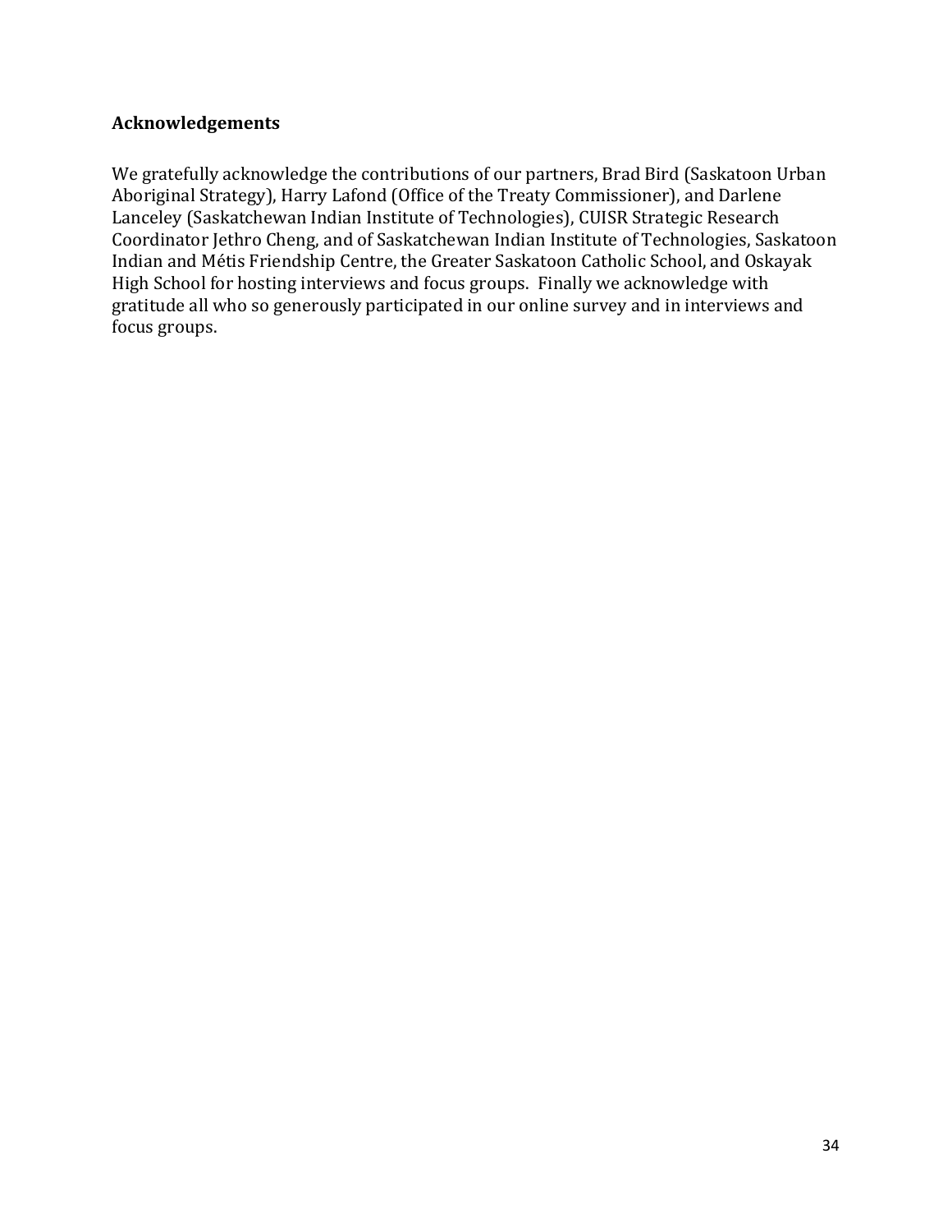## Acknowledgements

We gratefully acknowledge the contributions of our partners, Brad Bird (Saskatoon Urban Aboriginal Strategy), Harry Lafond (Office of the Treaty Commissioner), and Darlene Lanceley (Saskatchewan Indian Institute of Technologies), CUISR Strategic Research Coordinator Jethro Cheng, and of Saskatchewan Indian Institute of Technologies, Saskatoon Indian and Métis Friendship Centre, the Greater Saskatoon Catholic School, and Oskayak High School for hosting interviews and focus groups. Finally we acknowledge with gratitude all who so generously participated in our online survey and in interviews and focus groups.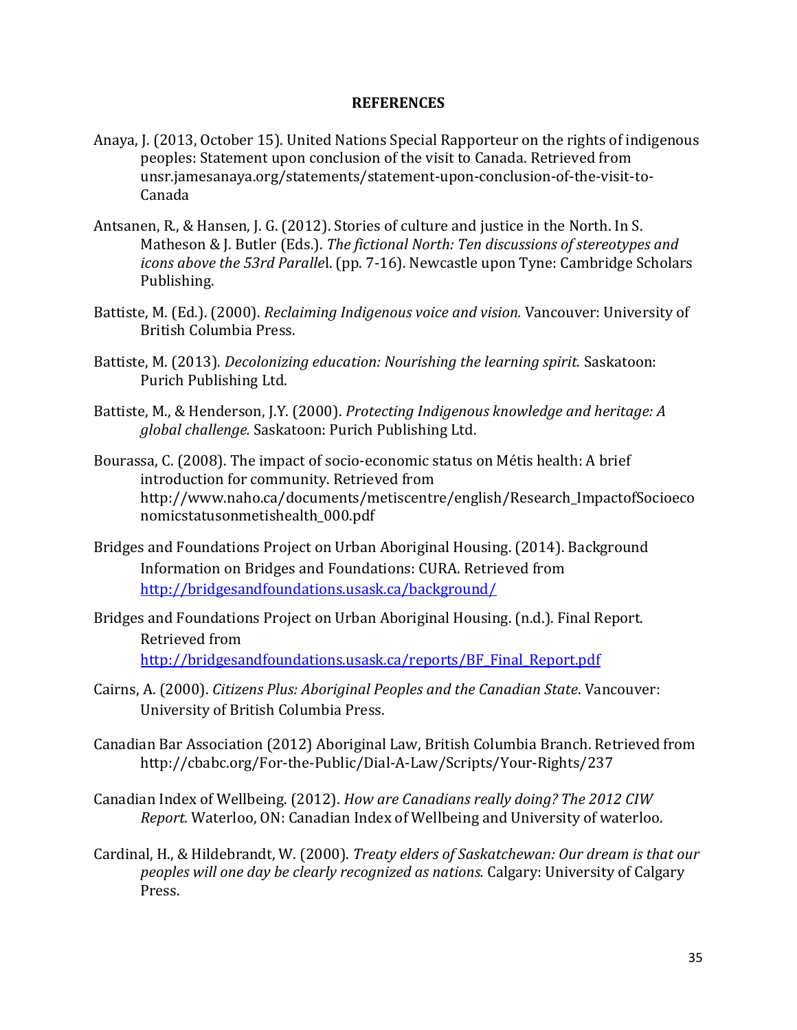**REFERENCES**

Anaya, J. (2013, October 15). United Nations Special Rapporteur on the rights of indigenous peoples: Statement upon conclusion of the visit to Canada. Retrieved from unsr.jamesanaya.org/statements/statement-upon-conclusion-of-the-visit-to-Canada

Antsanen, R., & Hansen, J. G. (2012). Stories of culture and justice in the North. In S. Matheson & J. Butler (Eds.). *The fictional North: Ten discussions of stereotypes and icons above the 53rd Paralle*l. (pp. 7-16). Newcastle upon Tyne: Cambridge Scholars Publishing.

Battiste, M. (Ed.). (2000). *Reclaiming Indigenous voice and vision.* Vancouver: University of British Columbia Press.

Battiste, M. (2013). *Decolonizing education: Nourishing the learning spirit.* Saskatoon: Purich Publishing Ltd.

Battiste, M., & Henderson, J.Y. (2000). *Protecting Indigenous knowledge and heritage: A global challenge.* Saskatoon: Purich Publishing Ltd.

Bourassa, C. (2008). The impact of socio-economic status on Métis health: A brief introduction for community. Retrieved from http://www.naho.ca/documents/metiscentre/english/Research_ImpactofSocioeconomicstatusonmetishealth_000.pdf

Bridges and Foundations Project on Urban Aboriginal Housing. (2014). Background Information on Bridges and Foundations: CURA. Retrieved from http://bridgesandfoundations.usask.ca/background/

Bridges and Foundations Project on Urban Aboriginal Housing. (n.d.). Final Report. Retrieved from http://bridgesandfoundations.usask.ca/reports/BF_Final_Report.pdf

Cairns, A. (2000). *Citizens Plus: Aboriginal Peoples and the Canadian State*. Vancouver: University of British Columbia Press.

Canadian Bar Association (2012) Aboriginal Law, British Columbia Branch. Retrieved from http://cbabc.org/For-the-Public/Dial-A-Law/Scripts/Your-Rights/237

Canadian Index of Wellbeing. (2012). *How are Canadians really doing? The 2012 CIW Report.* Waterloo, ON: Canadian Index of Wellbeing and University of waterloo.

Cardinal, H., & Hildebrandt, W. (2000). *Treaty elders of Saskatchewan: Our dream is that our peoples will one day be clearly recognized as nations.* Calgary: University of Calgary Press.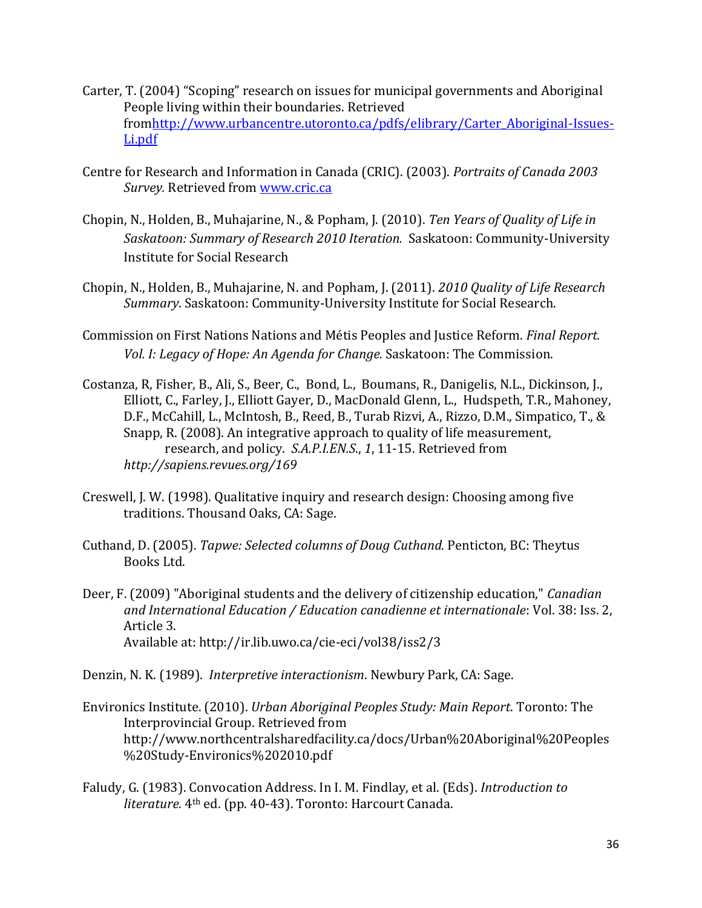Carter, T. (2004) “Scoping” research on issues for municipal governments and Aboriginal People living within their boundaries. Retrieved fromhttp://www.urbancentre.utoronto.ca/pdfs/elibrary/Carter_Aboriginal-Issues-Li.pdf

Centre for Research and Information in Canada (CRIC). (2003). *Portraits of Canada 2003 Survey.* Retrieved from www.cric.ca

Chopin, N., Holden, B., Muhajarine, N., & Popham, J. (2010). *Ten Years of Quality of Life in Saskatoon: Summary of Research 2010 Iteration.* Saskatoon: Community-University Institute for Social Research

Chopin, N., Holden, B., Muhajarine, N. and Popham, J. (2011). *2010 Quality of Life Research Summary*. Saskatoon: Community-University Institute for Social Research.

Commission on First Nations Nations and Métis Peoples and Justice Reform. *Final Report. Vol. I: Legacy of Hope: An Agenda for Change.* Saskatoon: The Commission.

Costanza, R, Fisher, B., Ali, S., Beer, C., Bond, L., Boumans, R., Danigelis, N.L., Dickinson, J., Elliott, C., Farley, J., Elliott Gayer, D., MacDonald Glenn, L., Hudspeth, T.R., Mahoney, D.F., McCahill, L., McIntosh, B., Reed, B., Turab Rizvi, A., Rizzo, D.M., Simpatico, T., & Snapp, R. (2008). An integrative approach to quality of life measurement, research, and policy. *S.A.P.I.EN.S.*, *1*, 11-15. Retrieved from *http://sapiens.revues.org/169*

Creswell, J. W. (1998). Qualitative inquiry and research design: Choosing among five traditions. Thousand Oaks, CA: Sage.

Cuthand, D. (2005). *Tapwe: Selected columns of Doug Cuthand.* Penticton, BC: Theytus Books Ltd.

Deer, F. (2009) "Aboriginal students and the delivery of citizenship education," *Canadian and International Education / Education canadienne et internationale*: Vol. 38: Iss. 2, Article 3.
Available at: http://ir.lib.uwo.ca/cie-eci/vol38/iss2/3

Denzin, N. K. (1989). *Interpretive interactionism*. Newbury Park, CA: Sage.

Environics Institute. (2010). *Urban Aboriginal Peoples Study: Main Report*. Toronto: The Interprovincial Group. Retrieved from http://www.northcentralsharedfacility.ca/docs/Urban%20Aboriginal%20Peoples%20Study-Environics%202010.pdf

Faludy, G. (1983). Convocation Address. In I. M. Findlay, et al. (Eds). *Introduction to literature.* 4th ed. (pp. 40-43). Toronto: Harcourt Canada.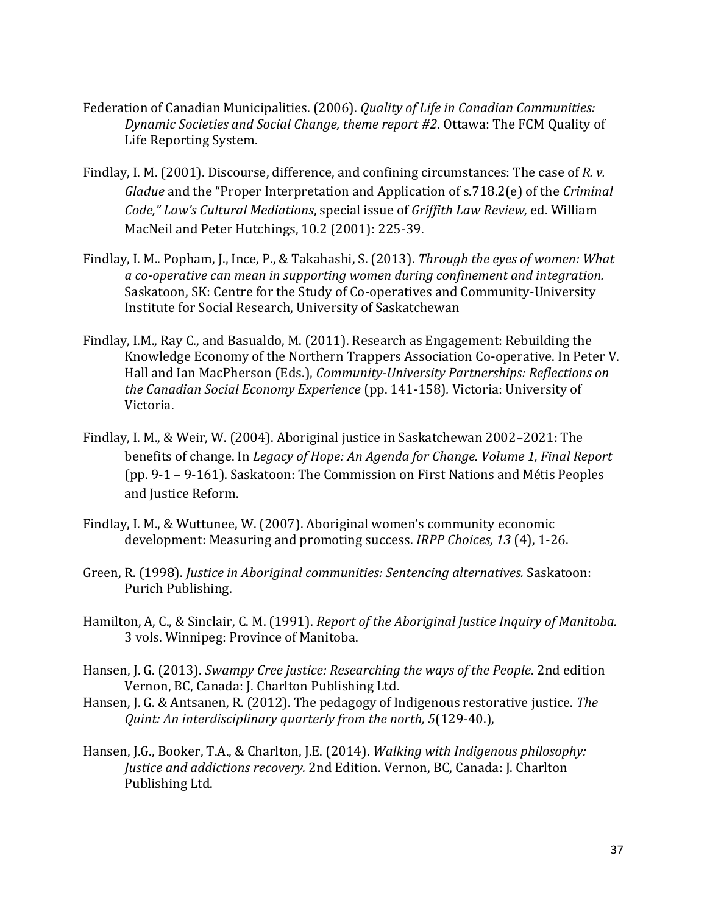Federation of Canadian Municipalities. (2006). *Quality of Life in Canadian Communities: Dynamic Societies and Social Change, theme report #2*. Ottawa: The FCM Quality of Life Reporting System.

Findlay, I. M. (2001). Discourse, difference, and confining circumstances: The case of *R. v. Gladue* and the "Proper Interpretation and Application of s.718.2(e) of the *Criminal Code," Law's Cultural Mediations*, special issue of *Griffith Law Review,* ed. William MacNeil and Peter Hutchings, 10.2 (2001): 225-39.

Findlay, I. M.. Popham, J., Ince, P., & Takahashi, S. (2013). *Through the eyes of women: What a co-operative can mean in supporting women during confinement and integration.* Saskatoon, SK: Centre for the Study of Co-operatives and Community-University Institute for Social Research, University of Saskatchewan

Findlay, I.M., Ray C., and Basualdo, M. (2011). Research as Engagement: Rebuilding the Knowledge Economy of the Northern Trappers Association Co-operative. In Peter V. Hall and Ian MacPherson (Eds.), *Community-University Partnerships: Reflections on the Canadian Social Economy Experience* (pp. 141-158)*.* Victoria: University of Victoria.

Findlay, I. M., & Weir, W. (2004). Aboriginal justice in Saskatchewan 2002–2021: The benefits of change. In *Legacy of Hope: An Agenda for Change. Volume 1, Final Report* (pp. 9-1 – 9-161). Saskatoon: The Commission on First Nations and Métis Peoples and Justice Reform.

Findlay, I. M., & Wuttunee, W. (2007). Aboriginal women's community economic development: Measuring and promoting success. *IRPP Choices, 13* (4), 1-26.

Green, R. (1998). *Justice in Aboriginal communities: Sentencing alternatives.* Saskatoon: Purich Publishing.

Hamilton, A, C., & Sinclair, C. M. (1991). *Report of the Aboriginal Justice Inquiry of Manitoba.* 3 vols. Winnipeg: Province of Manitoba.

Hansen, J. G. (2013). *Swampy Cree justice: Researching the ways of the People*. 2nd edition Vernon, BC, Canada: J. Charlton Publishing Ltd.

Hansen, J. G. & Antsanen, R. (2012). The pedagogy of Indigenous restorative justice. *The Quint: An interdisciplinary quarterly from the north, 5*(129-40.),

Hansen, J.G., Booker, T.A., & Charlton, J.E. (2014). *Walking with Indigenous philosophy: Justice and addictions recovery.* 2nd Edition. Vernon, BC, Canada: J. Charlton Publishing Ltd.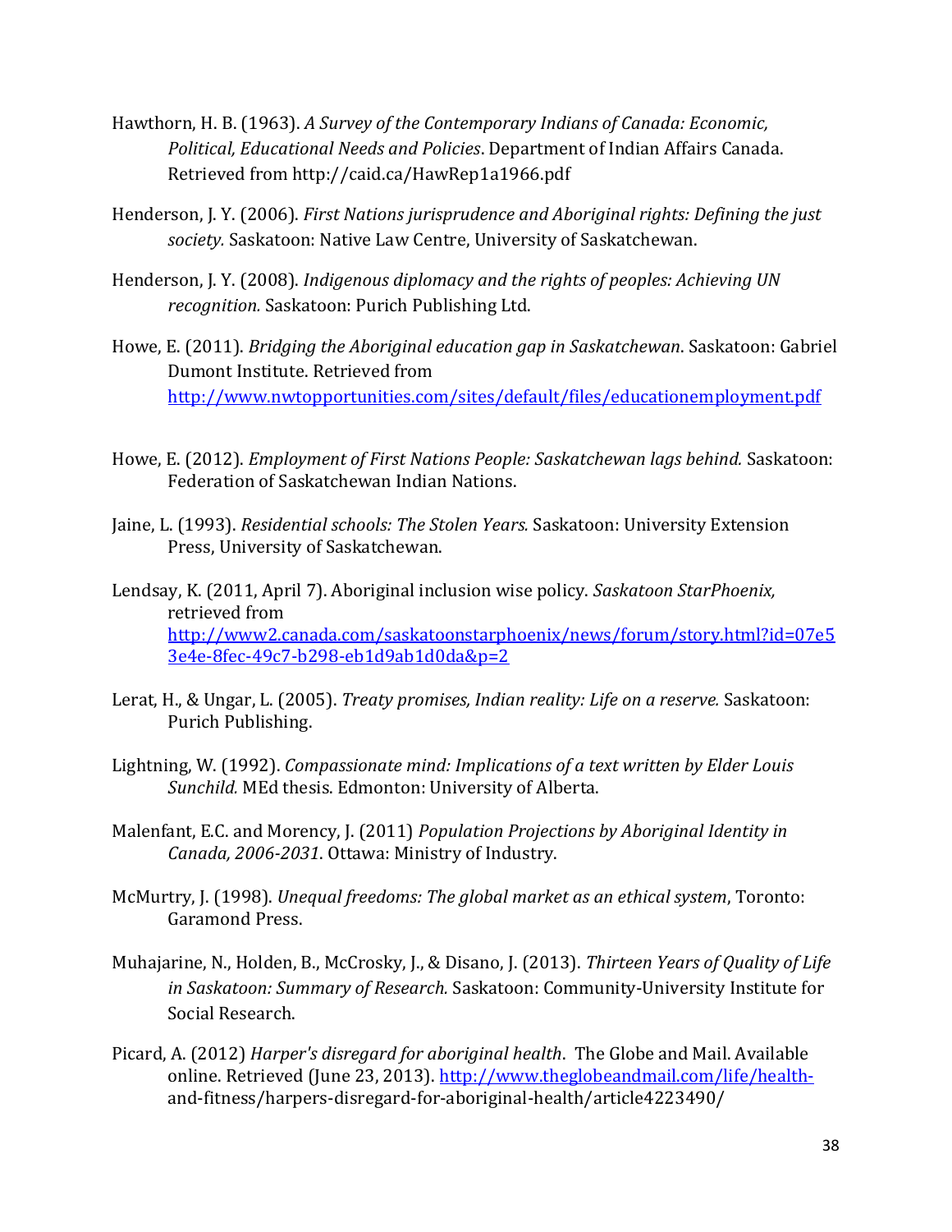Hawthorn, H. B. (1963). *A Survey of the Contemporary Indians of Canada: Economic, Political, Educational Needs and Policies*. Department of Indian Affairs Canada. Retrieved from http://caid.ca/HawRep1a1966.pdf

Henderson, J. Y. (2006). *First Nations jurisprudence and Aboriginal rights: Defining the just society.* Saskatoon: Native Law Centre, University of Saskatchewan.

Henderson, J. Y. (2008). *Indigenous diplomacy and the rights of peoples: Achieving UN recognition.* Saskatoon: Purich Publishing Ltd.

Howe, E. (2011). *Bridging the Aboriginal education gap in Saskatchewan*. Saskatoon: Gabriel Dumont Institute. Retrieved from http://www.nwtopportunities.com/sites/default/files/educationemployment.pdf

Howe, E. (2012). *Employment of First Nations People: Saskatchewan lags behind.* Saskatoon: Federation of Saskatchewan Indian Nations.

Jaine, L. (1993). *Residential schools: The Stolen Years.* Saskatoon: University Extension Press, University of Saskatchewan.

Lendsay, K. (2011, April 7). Aboriginal inclusion wise policy. *Saskatoon StarPhoenix,* retrieved from http://www2.canada.com/saskatoonstarphoenix/news/forum/story.html?id=07e53e4e-8fec-49c7-b298-eb1d9ab1d0da&p=2

Lerat, H., & Ungar, L. (2005). *Treaty promises, Indian reality: Life on a reserve.* Saskatoon: Purich Publishing.

Lightning, W. (1992). *Compassionate mind: Implications of a text written by Elder Louis Sunchild.* MEd thesis. Edmonton: University of Alberta.

Malenfant, E.C. and Morency, J. (2011) *Population Projections by Aboriginal Identity in Canada, 2006-2031*. Ottawa: Ministry of Industry.

McMurtry, J. (1998). *Unequal freedoms: The global market as an ethical system*, Toronto: Garamond Press.

Muhajarine, N., Holden, B., McCrosky, J., & Disano, J. (2013). *Thirteen Years of Quality of Life in Saskatoon: Summary of Research.* Saskatoon: Community-University Institute for Social Research.

Picard, A. (2012) *Harper's disregard for aboriginal health*. The Globe and Mail. Available online. Retrieved (June 23, 2013). http://www.theglobeandmail.com/life/health-and-fitness/harpers-disregard-for-aboriginal-health/article4223490/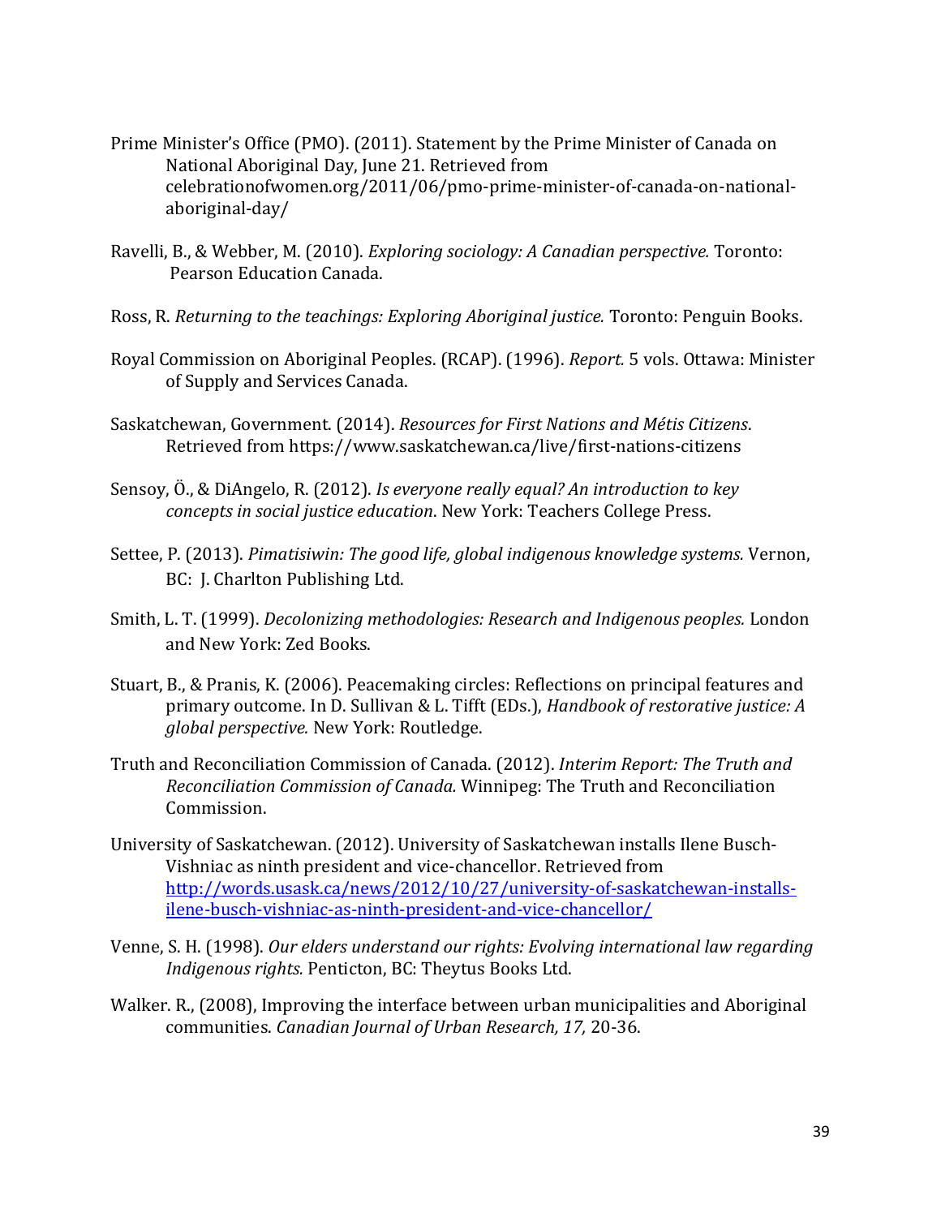Prime Minister's Office (PMO). (2011). Statement by the Prime Minister of Canada on National Aboriginal Day, June 21. Retrieved from celebrationofwomen.org/2011/06/pmo-prime-minister-of-canada-on-national-aboriginal-day/

Ravelli, B., & Webber, M. (2010). *Exploring sociology: A Canadian perspective.* Toronto: Pearson Education Canada.

Ross, R. *Returning to the teachings: Exploring Aboriginal justice.* Toronto: Penguin Books.

Royal Commission on Aboriginal Peoples. (RCAP). (1996). *Report.* 5 vols. Ottawa: Minister of Supply and Services Canada.

Saskatchewan, Government. (2014). *Resources for First Nations and Métis Citizens*. Retrieved from https://www.saskatchewan.ca/live/first-nations-citizens

Sensoy, Ö., & DiAngelo, R. (2012). *Is everyone really equal? An introduction to key concepts in social justice education*. New York: Teachers College Press.

Settee, P. (2013). *Pimatisiwin: The good life, global indigenous knowledge systems.* Vernon, BC: J. Charlton Publishing Ltd.

Smith, L. T. (1999). *Decolonizing methodologies: Research and Indigenous peoples.* London and New York: Zed Books.

Stuart, B., & Pranis, K. (2006). Peacemaking circles: Reflections on principal features and primary outcome. In D. Sullivan & L. Tifft (EDs.), *Handbook of restorative justice: A global perspective.* New York: Routledge.

Truth and Reconciliation Commission of Canada. (2012). *Interim Report: The Truth and Reconciliation Commission of Canada.* Winnipeg: The Truth and Reconciliation Commission.

University of Saskatchewan. (2012). University of Saskatchewan installs Ilene Busch-Vishniac as ninth president and vice-chancellor. Retrieved from http://words.usask.ca/news/2012/10/27/university-of-saskatchewan-installs-ilene-busch-vishniac-as-ninth-president-and-vice-chancellor/

Venne, S. H. (1998). *Our elders understand our rights: Evolving international law regarding Indigenous rights.* Penticton, BC: Theytus Books Ltd.

Walker. R., (2008), Improving the interface between urban municipalities and Aboriginal communities. *Canadian Journal of Urban Research, 17,* 20-36.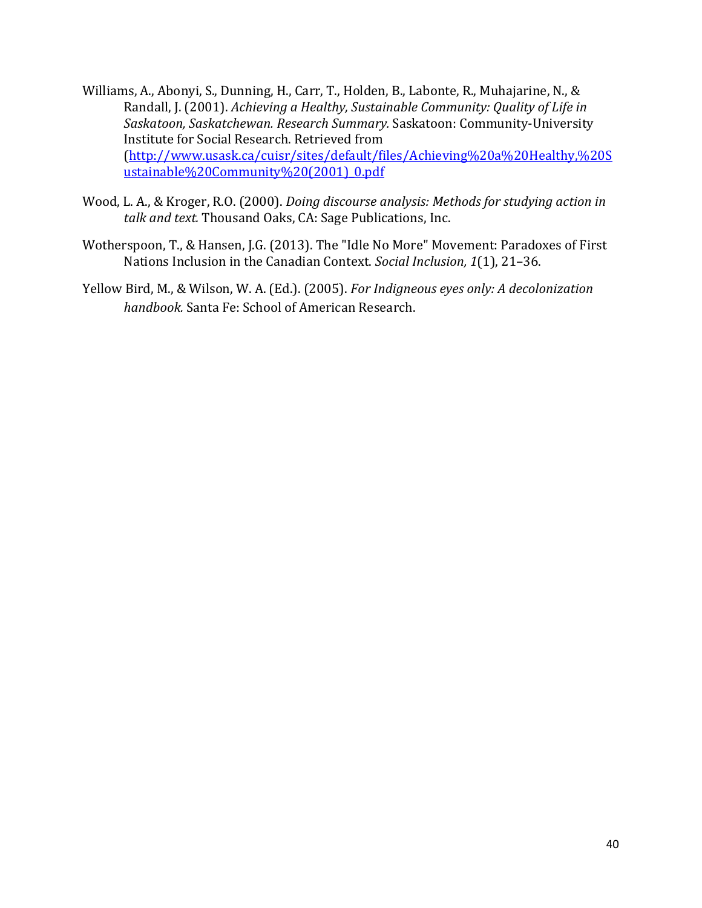Williams, A., Abonyi, S., Dunning, H., Carr, T., Holden, B., Labonte, R., Muhajarine, N., & Randall, J. (2001). *Achieving a Healthy, Sustainable Community: Quality of Life in Saskatoon, Saskatchewan. Research Summary.* Saskatoon: Community-University Institute for Social Research. Retrieved from (http://www.usask.ca/cuisr/sites/default/files/Achieving%20a%20Healthy,%20Sustainable%20Community%20(2001)_0.pdf

Wood, L. A., & Kroger, R.O. (2000). *Doing discourse analysis: Methods for studying action in talk and text.* Thousand Oaks, CA: Sage Publications, Inc.

Wotherspoon, T., & Hansen, J.G. (2013). The "Idle No More" Movement: Paradoxes of First Nations Inclusion in the Canadian Context. *Social Inclusion, 1*(1), 21–36.

Yellow Bird, M., & Wilson, W. A. (Ed.). (2005). *For Indigneous eyes only: A decolonization handbook.* Santa Fe: School of American Research.